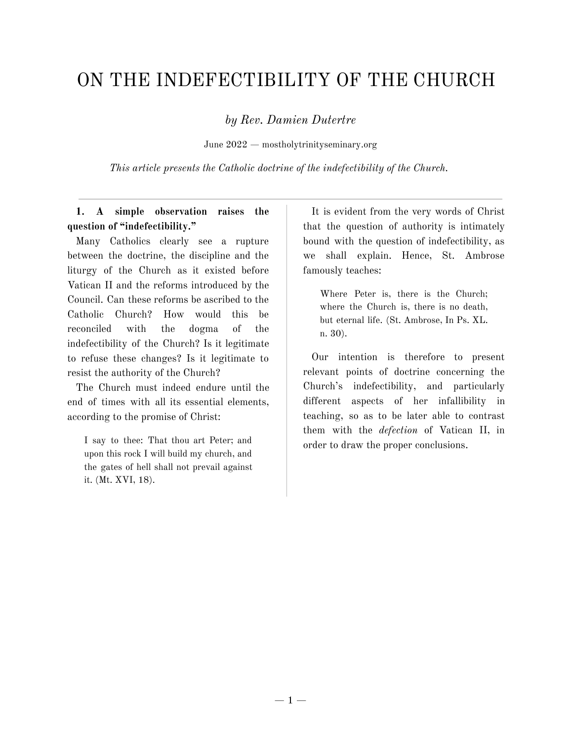# ON THE INDEFECTIBILITY OF THE CHURCH

*by Rev. Damien Dutertre*

June 2022 — mostholytrinityseminary.org

*This article presents the Catholic doctrine of the indefectibility of the Church.*

---

**1. A simple observation raises the question of "indefectibility."**

Many Catholics clearly see a rupture between the doctrine, the discipline and the liturgy of the Church as it existed before Vatican II and the reforms introduced by the Council. Can these reforms be ascribed to the Catholic Church? How would this be reconciled with the dogma of the indefectibility of the Church? Is it legitimate to refuse these changes? Is it legitimate to resist the authority of the Church?

The Church must indeed endure until the end of times with all its essential elements, according to the promise of Christ:

> I say to thee: That thou art Peter; and upon this rock I will build my church, and the gates of hell shall not prevail against it. (Mt. XVI, 18).

It is evident from the very words of Christ that the question of authority is intimately bound with the question of indefectibility, as we shall explain. Hence, St. Ambrose famously teaches:

> Where Peter is, there is the Church; where the Church is, there is no death, but eternal life. (St. Ambrose, In Ps. XL. n. 30).

Our intention is therefore to present relevant points of doctrine concerning the Church's indefectibility, and particularly different aspects of her infallibility in teaching, so as to be later able to contrast them with the *defection* of Vatican II, in order to draw the proper conclusions.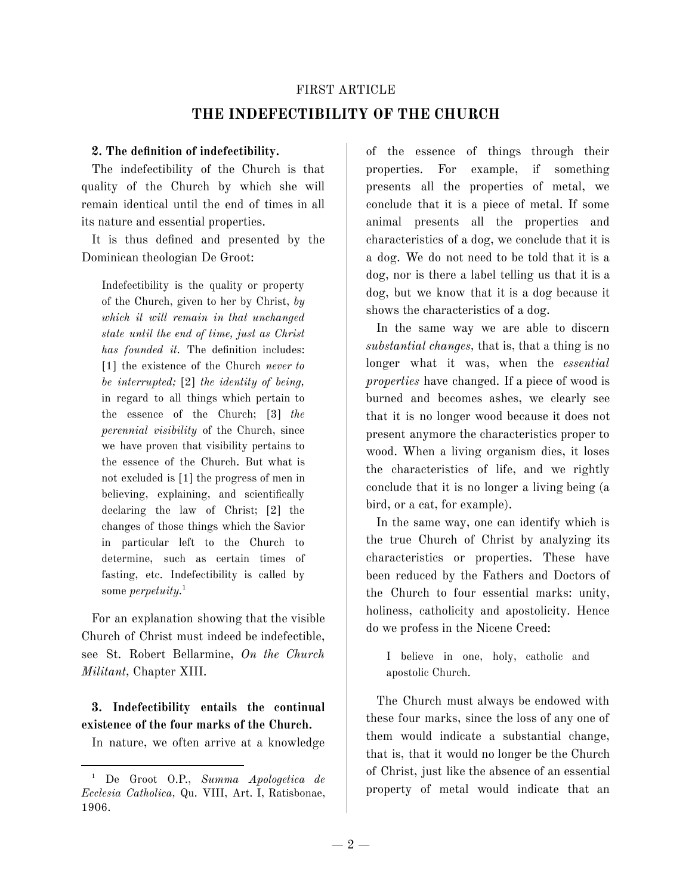FIRST ARTICLE

## THE INDEFECTIBILITY OF THE CHURCH

**2. The definition of indefectibility.**

The indefectibility of the Church is that quality of the Church by which she will remain identical until the end of times in all its nature and essential properties.

It is thus defined and presented by the Dominican theologian De Groot:

> Indefectibility is the quality or property of the Church, given to her by Christ, *by which it will remain in that unchanged state until the end of time, just as Christ has founded it.* The definition includes: [1] the existence of the Church *never to be interrupted;* [2] *the identity of being,* in regard to all things which pertain to the essence of the Church; [3] *the perennial visibility* of the Church, since we have proven that visibility pertains to the essence of the Church. But what is not excluded is [1] the progress of men in believing, explaining, and scientifically declaring the law of Christ; [2] the changes of those things which the Savior in particular left to the Church to determine, such as certain times of fasting, etc. Indefectibility is called by some *perpetuity.*[1]

For an explanation showing that the visible Church of Christ must indeed be indefectible, see St. Robert Bellarmine, *On the Church Militant*, Chapter XIII.

**3. Indefectibility entails the continual existence of the four marks of the Church.**

In nature, we often arrive at a knowledge of the essence of things through their properties. For example, if something presents all the properties of metal, we conclude that it is a piece of metal. If some animal presents all the properties and characteristics of a dog, we conclude that it is a dog. We do not need to be told that it is a dog, nor is there a label telling us that it is a dog, but we know that it is a dog because it shows the characteristics of a dog.

In the same way we are able to discern *substantial changes*, that is, that a thing is no longer what it was, when the *essential properties* have changed. If a piece of wood is burned and becomes ashes, we clearly see that it is no longer wood because it does not present anymore the characteristics proper to wood. When a living organism dies, it loses the characteristics of life, and we rightly conclude that it is no longer a living being (a bird, or a cat, for example).

In the same way, one can identify which is the true Church of Christ by analyzing its characteristics or properties. These have been reduced by the Fathers and Doctors of the Church to four essential marks: unity, holiness, catholicity and apostolicity. Hence do we profess in the Nicene Creed:

> I believe in one, holy, catholic and apostolic Church.

The Church must always be endowed with these four marks, since the loss of any one of them would indicate a substantial change, that is, that it would no longer be the Church of Christ, just like the absence of an essential property of metal would indicate that an

---

[1] De Groot O.P., *Summa Apologetica de Ecclesia Catholica*, Qu. VIII, Art. I, Ratisbonae, 1906.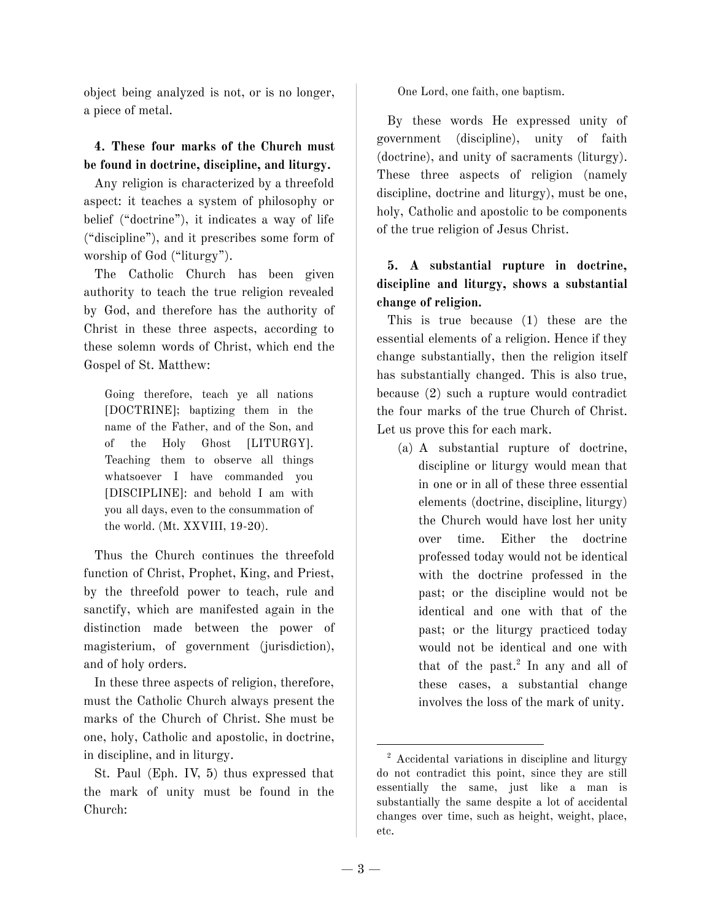object being analyzed is not, or is no longer, a piece of metal.

**4. These four marks of the Church must be found in doctrine, discipline, and liturgy.**

Any religion is characterized by a threefold aspect: it teaches a system of philosophy or belief (“doctrine”), it indicates a way of life (“discipline”), and it prescribes some form of worship of God (“liturgy”).

The Catholic Church has been given authority to teach the true religion revealed by God, and therefore has the authority of Christ in these three aspects, according to these solemn words of Christ, which end the Gospel of St. Matthew:

> Going therefore, teach ye all nations [DOCTRINE]; baptizing them in the name of the Father, and of the Son, and of the Holy Ghost [LITURGY]. Teaching them to observe all things whatsoever I have commanded you [DISCIPLINE]: and behold I am with you all days, even to the consummation of the world. (Mt. XXVIII, 19-20).

Thus the Church continues the threefold function of Christ, Prophet, King, and Priest, by the threefold power to teach, rule and sanctify, which are manifested again in the distinction made between the power of magisterium, of government (jurisdiction), and of holy orders.

In these three aspects of religion, therefore, must the Catholic Church always present the marks of the Church of Christ. She must be one, holy, Catholic and apostolic, in doctrine, in discipline, and in liturgy.

St. Paul (Eph. IV, 5) thus expressed that the mark of unity must be found in the Church:

> One Lord, one faith, one baptism.

By these words He expressed unity of government (discipline), unity of faith (doctrine), and unity of sacraments (liturgy). These three aspects of religion (namely discipline, doctrine and liturgy), must be one, holy, Catholic and apostolic to be components of the true religion of Jesus Christ.

**5. A substantial rupture in doctrine, discipline and liturgy, shows a substantial change of religion.**

This is true because (1) these are the essential elements of a religion. Hence if they change substantially, then the religion itself has substantially changed. This is also true, because (2) such a rupture would contradict the four marks of the true Church of Christ. Let us prove this for each mark.

(a) A substantial rupture of doctrine, discipline or liturgy would mean that in one or in all of these three essential elements (doctrine, discipline, liturgy) the Church would have lost her unity over time. Either the doctrine professed today would not be identical with the doctrine professed in the past; or the discipline would not be identical and one with that of the past; or the liturgy practiced today would not be identical and one with that of the past.[2] In any and all of these cases, a substantial change involves the loss of the mark of unity.

[2] Accidental variations in discipline and liturgy do not contradict this point, since they are still essentially the same, just like a man is substantially the same despite a lot of accidental changes over time, such as height, weight, place, etc.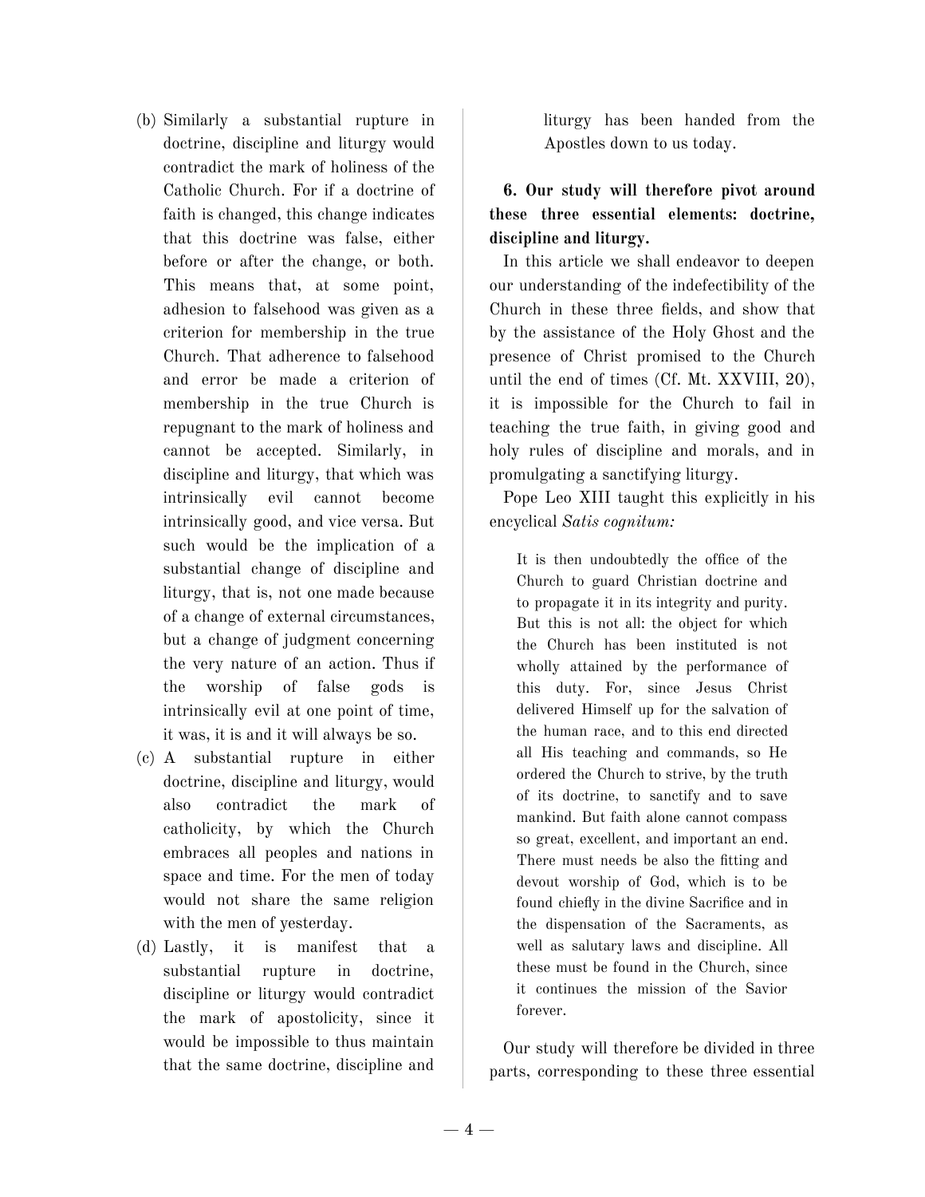(b) Similarly a substantial rupture in doctrine, discipline and liturgy would contradict the mark of holiness of the Catholic Church. For if a doctrine of faith is changed, this change indicates that this doctrine was false, either before or after the change, or both. This means that, at some point, adhesion to falsehood was given as a criterion for membership in the true Church. That adherence to falsehood and error be made a criterion of membership in the true Church is repugnant to the mark of holiness and cannot be accepted. Similarly, in discipline and liturgy, that which was intrinsically evil cannot become intrinsically good, and vice versa. But such would be the implication of a substantial change of discipline and liturgy, that is, not one made because of a change of external circumstances, but a change of judgment concerning the very nature of an action. Thus if the worship of false gods is intrinsically evil at one point of time, it was, it is and it will always be so.

(c) A substantial rupture in either doctrine, discipline and liturgy, would also contradict the mark of catholicity, by which the Church embraces all peoples and nations in space and time. For the men of today would not share the same religion with the men of yesterday.

(d) Lastly, it is manifest that a substantial rupture in doctrine, discipline or liturgy would contradict the mark of apostolicity, since it would be impossible to thus maintain that the same doctrine, discipline and liturgy has been handed from the Apostles down to us today.

**6. Our study will therefore pivot around these three essential elements: doctrine, discipline and liturgy.**

In this article we shall endeavor to deepen our understanding of the indefectibility of the Church in these three fields, and show that by the assistance of the Holy Ghost and the presence of Christ promised to the Church until the end of times (Cf. Mt. XXVIII, 20), it is impossible for the Church to fail in teaching the true faith, in giving good and holy rules of discipline and morals, and in promulgating a sanctifying liturgy.

Pope Leo XIII taught this explicitly in his encyclical *Satis cognitum:*

> It is then undoubtedly the office of the Church to guard Christian doctrine and to propagate it in its integrity and purity. But this is not all: the object for which the Church has been instituted is not wholly attained by the performance of this duty. For, since Jesus Christ delivered Himself up for the salvation of the human race, and to this end directed all His teaching and commands, so He ordered the Church to strive, by the truth of its doctrine, to sanctify and to save mankind. But faith alone cannot compass so great, excellent, and important an end. There must needs be also the fitting and devout worship of God, which is to be found chiefly in the divine Sacrifice and in the dispensation of the Sacraments, as well as salutary laws and discipline. All these must be found in the Church, since it continues the mission of the Savior forever.

Our study will therefore be divided in three parts, corresponding to these three essential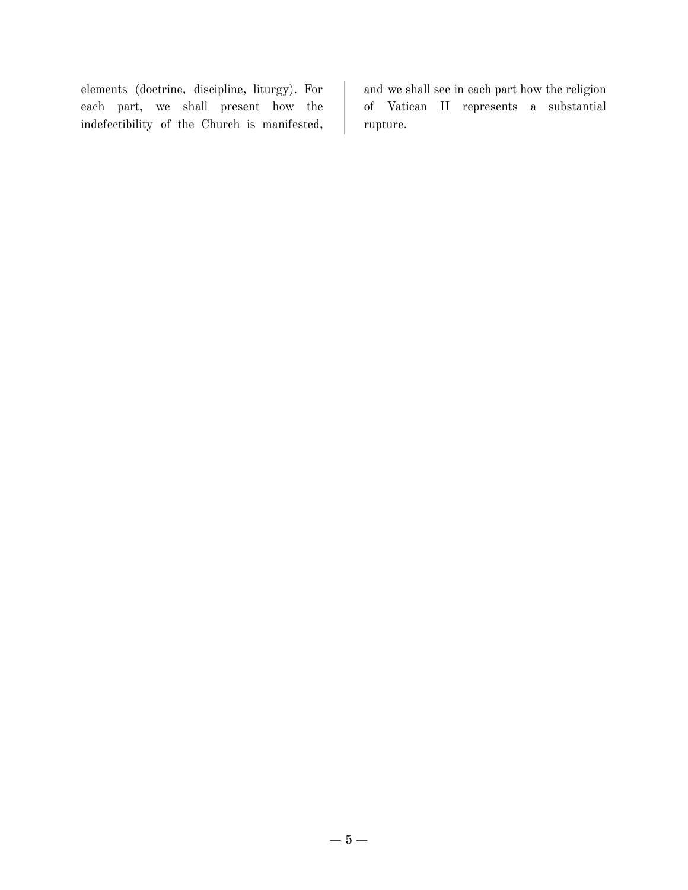elements (doctrine, discipline, liturgy). For each part, we shall present how the indefectibility of the Church is manifested, and we shall see in each part how the religion of Vatican II represents a substantial rupture.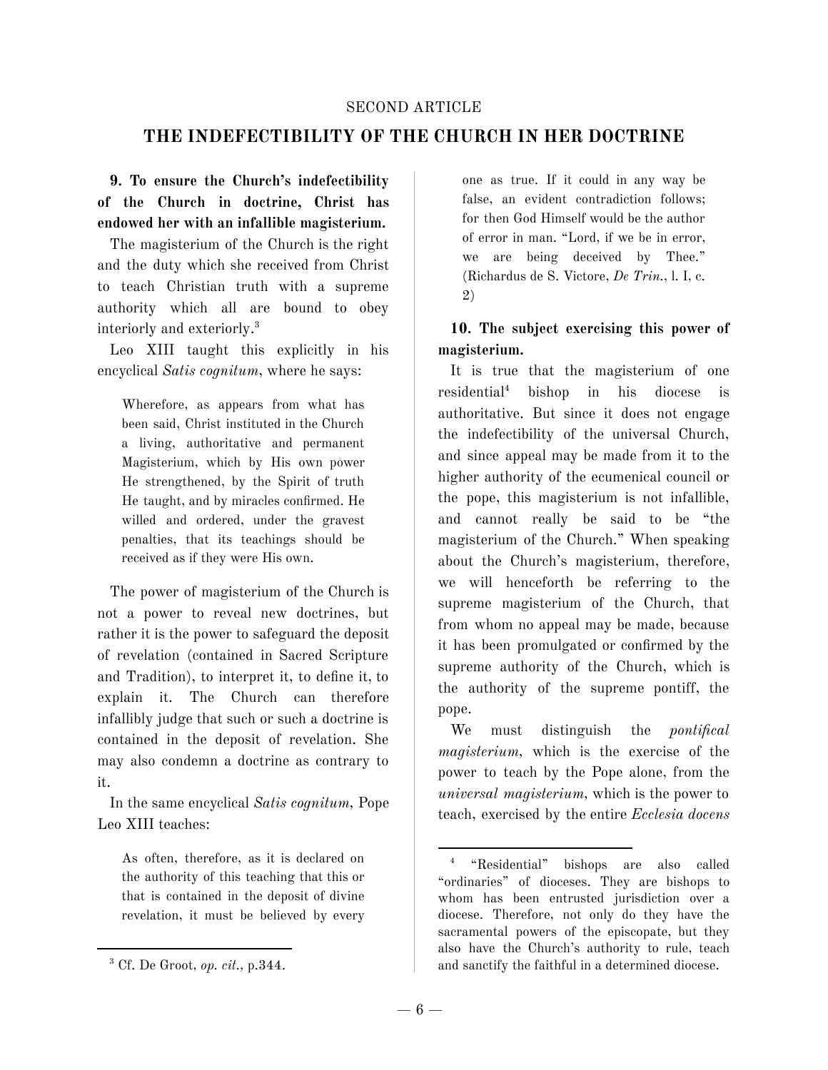SECOND ARTICLE

## THE INDEFECTIBILITY OF THE CHURCH IN HER DOCTRINE

**9. To ensure the Church's indefectibility of the Church in doctrine, Christ has endowed her with an infallible magisterium.**

The magisterium of the Church is the right and the duty which she received from Christ to teach Christian truth with a supreme authority which all are bound to obey interiorly and exteriorly.[3]

Leo XIII taught this explicitly in his encyclical *Satis cognitum*, where he says:

> Wherefore, as appears from what has been said, Christ instituted in the Church a living, authoritative and permanent Magisterium, which by His own power He strengthened, by the Spirit of truth He taught, and by miracles confirmed. He willed and ordered, under the gravest penalties, that its teachings should be received as if they were His own.

The power of magisterium of the Church is not a power to reveal new doctrines, but rather it is the power to safeguard the deposit of revelation (contained in Sacred Scripture and Tradition), to interpret it, to define it, to explain it. The Church can therefore infallibly judge that such or such a doctrine is contained in the deposit of revelation. She may also condemn a doctrine as contrary to it.

In the same encyclical *Satis cognitum*, Pope Leo XIII teaches:

> As often, therefore, as it is declared on the authority of this teaching that this or that is contained in the deposit of divine revelation, it must be believed by every one as true. If it could in any way be false, an evident contradiction follows; for then God Himself would be the author of error in man. "Lord, if we be in error, we are being deceived by Thee." (Richardus de S. Victore, *De Trin.*, l. I, c. 2)

**10. The subject exercising this power of magisterium.**

It is true that the magisterium of one residential[4] bishop in his diocese is authoritative. But since it does not engage the indefectibility of the universal Church, and since appeal may be made from it to the higher authority of the ecumenical council or the pope, this magisterium is not infallible, and cannot really be said to be "the magisterium of the Church." When speaking about the Church's magisterium, therefore, we will henceforth be referring to the supreme magisterium of the Church, that from whom no appeal may be made, because it has been promulgated or confirmed by the supreme authority of the Church, which is the authority of the supreme pontiff, the pope.

We must distinguish the *pontifical magisterium*, which is the exercise of the power to teach by the Pope alone, from the *universal magisterium,* which is the power to teach, exercised by the entire *Ecclesia docens*

---

[3] Cf. De Groot, *op. cit.*, p.344.

[4] "Residential" bishops are also called "ordinaries" of dioceses. They are bishops to whom has been entrusted jurisdiction over a diocese. Therefore, not only do they have the sacramental powers of the episcopate, but they also have the Church's authority to rule, teach and sanctify the faithful in a determined diocese.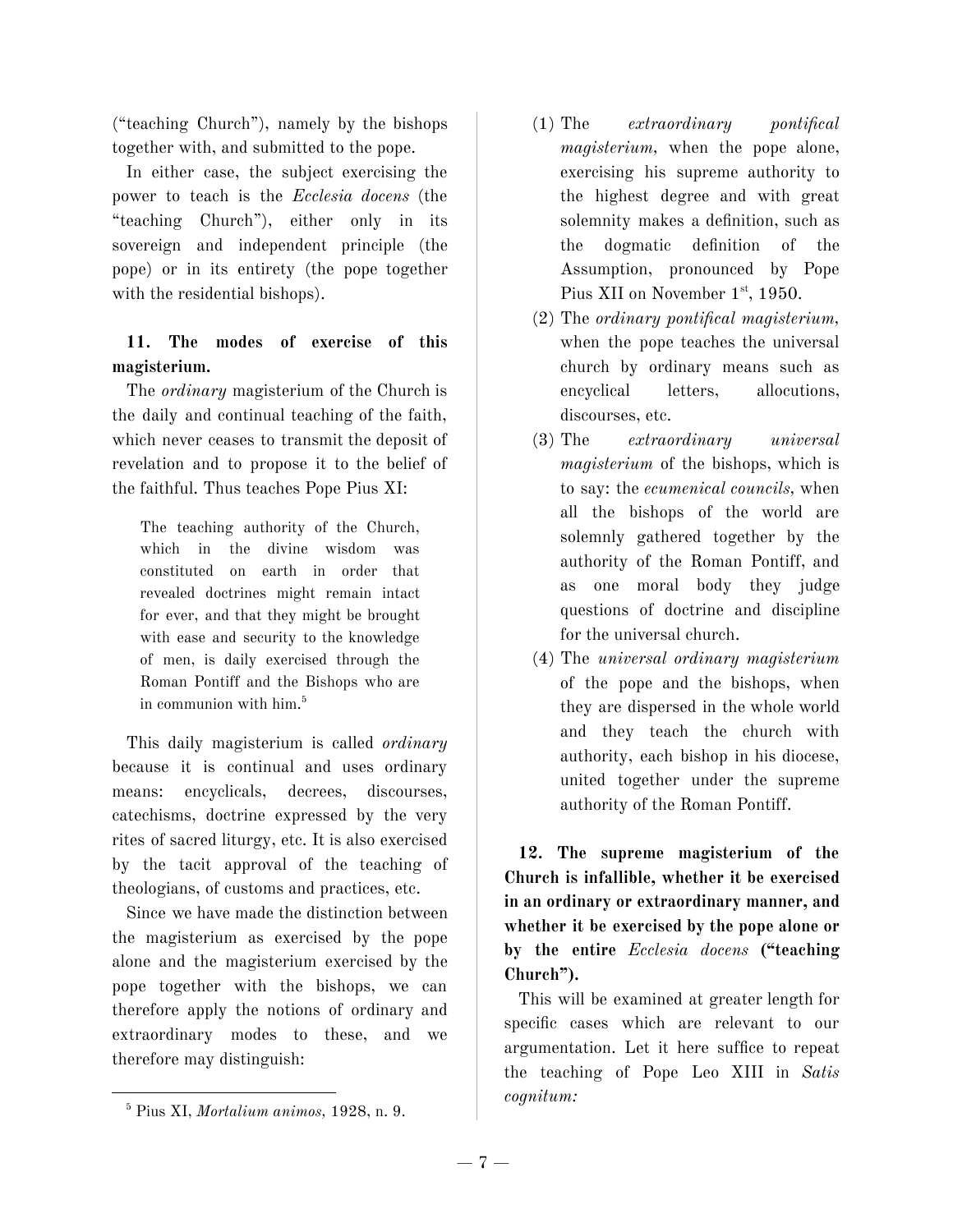("teaching Church"), namely by the bishops together with, and submitted to the pope.

In either case, the subject exercising the power to teach is the *Ecclesia docens* (the "teaching Church"), either only in its sovereign and independent principle (the pope) or in its entirety (the pope together with the residential bishops).

**11. The modes of exercise of this magisterium.**

The *ordinary* magisterium of the Church is the daily and continual teaching of the faith, which never ceases to transmit the deposit of revelation and to propose it to the belief of the faithful. Thus teaches Pope Pius XI:

> The teaching authority of the Church, which in the divine wisdom was constituted on earth in order that revealed doctrines might remain intact for ever, and that they might be brought with ease and security to the knowledge of men, is daily exercised through the Roman Pontiff and the Bishops who are in communion with him.[5]

This daily magisterium is called *ordinary* because it is continual and uses ordinary means: encyclicals, decrees, discourses, catechisms, doctrine expressed by the very rites of sacred liturgy, etc. It is also exercised by the tacit approval of the teaching of theologians, of customs and practices, etc.

Since we have made the distinction between the magisterium as exercised by the pope alone and the magisterium exercised by the pope together with the bishops, we can therefore apply the notions of ordinary and extraordinary modes to these, and we therefore may distinguish:

(1) The *extraordinary pontifical magisterium*, when the pope alone, exercising his supreme authority to the highest degree and with great solemnity makes a definition, such as the dogmatic definition of the Assumption, pronounced by Pope Pius XII on November 1st, 1950.

(2) The *ordinary pontifical magisterium*, when the pope teaches the universal church by ordinary means such as encyclical letters, allocutions, discourses, etc.

(3) The *extraordinary universal magisterium* of the bishops, which is to say: the *ecumenical councils*, when all the bishops of the world are solemnly gathered together by the authority of the Roman Pontiff, and as one moral body they judge questions of doctrine and discipline for the universal church.

(4) The *universal ordinary magisterium* of the pope and the bishops, when they are dispersed in the whole world and they teach the church with authority, each bishop in his diocese, united together under the supreme authority of the Roman Pontiff.

**12. The supreme magisterium of the Church is infallible, whether it be exercised in an ordinary or extraordinary manner, and whether it be exercised by the pope alone or by the entire *Ecclesia docens* ("teaching Church").**

This will be examined at greater length for specific cases which are relevant to our argumentation. Let it here suffice to repeat the teaching of Pope Leo XIII in *Satis cognitum:*

[5] Pius XI, *Mortalium animos*, 1928, n. 9.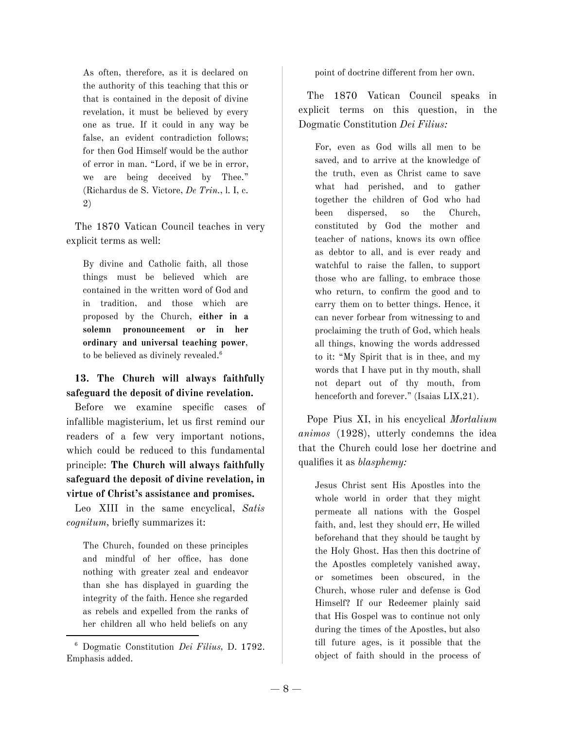> As often, therefore, as it is declared on the authority of this teaching that this or that is contained in the deposit of divine revelation, it must be believed by every one as true. If it could in any way be false, an evident contradiction follows; for then God Himself would be the author of error in man. "Lord, if we be in error, we are being deceived by Thee." (Richardus de S. Victore, *De Trin.*, l. I, c. 2)

The 1870 Vatican Council teaches in very explicit terms as well:

> By divine and Catholic faith, all those things must be believed which are contained in the written word of God and in tradition, and those which are proposed by the Church, **either in a solemn pronouncement or in her ordinary and universal teaching power**, to be believed as divinely revealed.[6]

**13. The Church will always faithfully safeguard the deposit of divine revelation.**

Before we examine specific cases of infallible magisterium, let us first remind our readers of a few very important notions, which could be reduced to this fundamental principle: **The Church will always faithfully safeguard the deposit of divine revelation, in virtue of Christ's assistance and promises.**

Leo XIII in the same encyclical, *Satis cognitum*, briefly summarizes it:

> The Church, founded on these principles and mindful of her office, has done nothing with greater zeal and endeavor than she has displayed in guarding the integrity of the faith. Hence she regarded as rebels and expelled from the ranks of her children all who held beliefs on any point of doctrine different from her own.

The 1870 Vatican Council speaks in explicit terms on this question, in the Dogmatic Constitution *Dei Filius:*

> For, even as God wills all men to be saved, and to arrive at the knowledge of the truth, even as Christ came to save what had perished, and to gather together the children of God who had been dispersed, so the Church, constituted by God the mother and teacher of nations, knows its own office as debtor to all, and is ever ready and watchful to raise the fallen, to support those who are falling, to embrace those who return, to confirm the good and to carry them on to better things. Hence, it can never forbear from witnessing to and proclaiming the truth of God, which heals all things, knowing the words addressed to it: "My Spirit that is in thee, and my words that I have put in thy mouth, shall not depart out of thy mouth, from henceforth and forever." (Isaias LIX,21).

Pope Pius XI, in his encyclical *Mortalium animos* (1928), utterly condemns the idea that the Church could lose her doctrine and qualifies it as *blasphemy:*

> Jesus Christ sent His Apostles into the whole world in order that they might permeate all nations with the Gospel faith, and, lest they should err, He willed beforehand that they should be taught by the Holy Ghost. Has then this doctrine of the Apostles completely vanished away, or sometimes been obscured, in the Church, whose ruler and defense is God Himself? If our Redeemer plainly said that His Gospel was to continue not only during the times of the Apostles, but also till future ages, is it possible that the object of faith should in the process of

---

[6] Dogmatic Constitution *Dei Filius*, D. 1792. Emphasis added.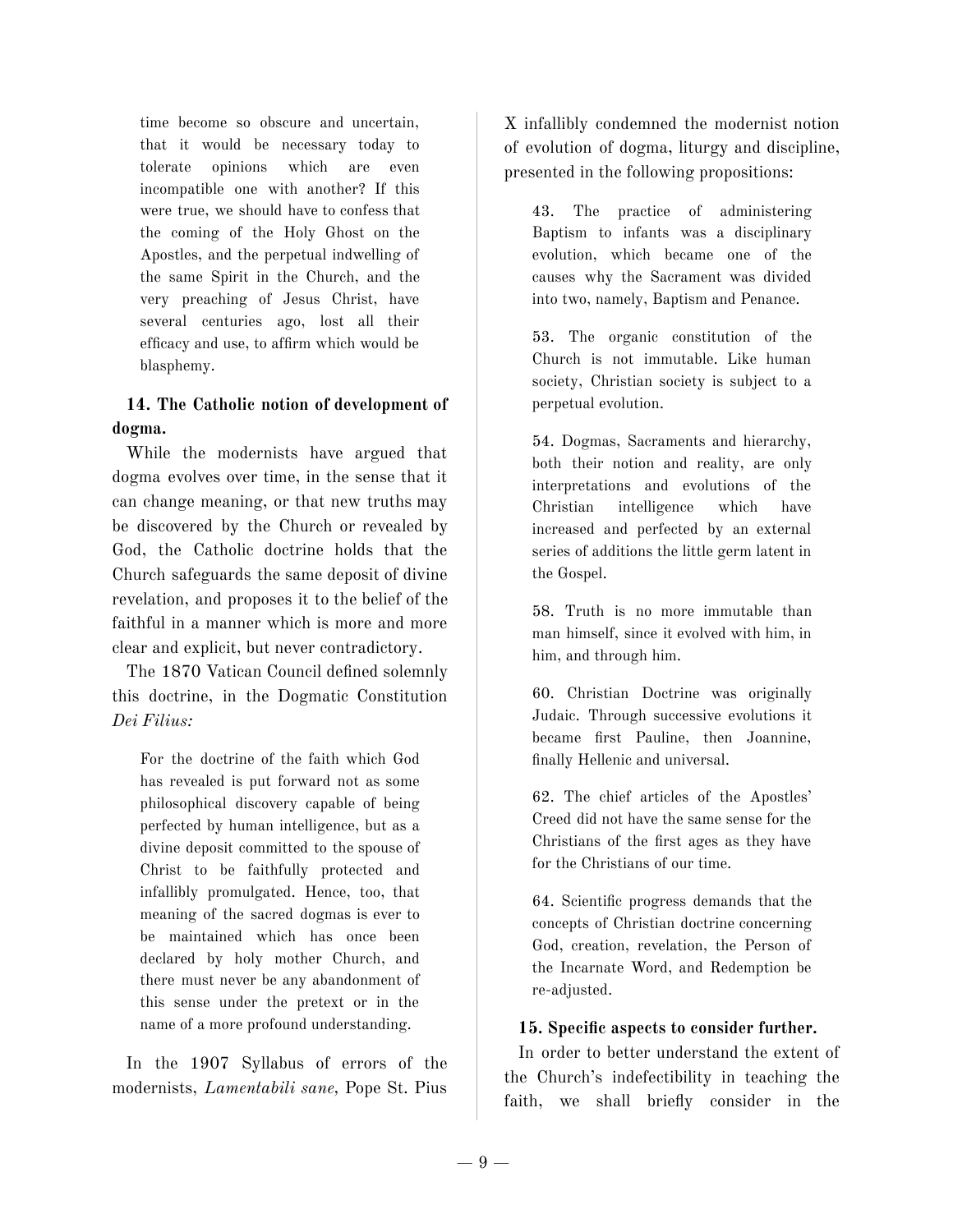> time become so obscure and uncertain, that it would be necessary today to tolerate opinions which are even incompatible one with another? If this were true, we should have to confess that the coming of the Holy Ghost on the Apostles, and the perpetual indwelling of the same Spirit in the Church, and the very preaching of Jesus Christ, have several centuries ago, lost all their efficacy and use, to affirm which would be blasphemy.

**14. The Catholic notion of development of dogma.**

While the modernists have argued that dogma evolves over time, in the sense that it can change meaning, or that new truths may be discovered by the Church or revealed by God, the Catholic doctrine holds that the Church safeguards the same deposit of divine revelation, and proposes it to the belief of the faithful in a manner which is more and more clear and explicit, but never contradictory.

The 1870 Vatican Council defined solemnly this doctrine, in the Dogmatic Constitution *Dei Filius:*

> For the doctrine of the faith which God has revealed is put forward not as some philosophical discovery capable of being perfected by human intelligence, but as a divine deposit committed to the spouse of Christ to be faithfully protected and infallibly promulgated. Hence, too, that meaning of the sacred dogmas is ever to be maintained which has once been declared by holy mother Church, and there must never be any abandonment of this sense under the pretext or in the name of a more profound understanding.

In the 1907 Syllabus of errors of the modernists, *Lamentabili sane*, Pope St. Pius X infallibly condemned the modernist notion of evolution of dogma, liturgy and discipline, presented in the following propositions:

> 43. The practice of administering Baptism to infants was a disciplinary evolution, which became one of the causes why the Sacrament was divided into two, namely, Baptism and Penance.
>
> 53. The organic constitution of the Church is not immutable. Like human society, Christian society is subject to a perpetual evolution.
>
> 54. Dogmas, Sacraments and hierarchy, both their notion and reality, are only interpretations and evolutions of the Christian intelligence which have increased and perfected by an external series of additions the little germ latent in the Gospel.
>
> 58. Truth is no more immutable than man himself, since it evolved with him, in him, and through him.
>
> 60. Christian Doctrine was originally Judaic. Through successive evolutions it became first Pauline, then Joannine, finally Hellenic and universal.
>
> 62. The chief articles of the Apostles' Creed did not have the same sense for the Christians of the first ages as they have for the Christians of our time.
>
> 64. Scientific progress demands that the concepts of Christian doctrine concerning God, creation, revelation, the Person of the Incarnate Word, and Redemption be re-adjusted.

**15. Specific aspects to consider further.**

In order to better understand the extent of the Church's indefectibility in teaching the faith, we shall briefly consider in the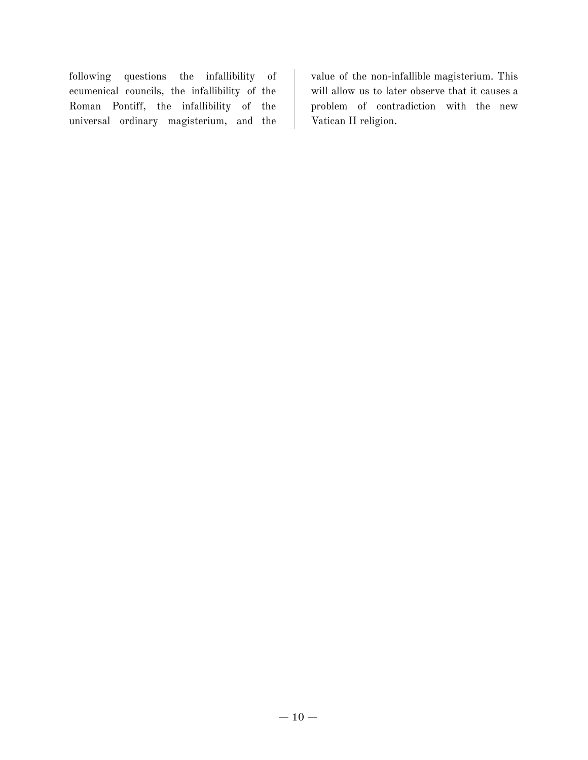following questions the infallibility of ecumenical councils, the infallibility of the Roman Pontiff, the infallibility of the universal ordinary magisterium, and the value of the non-infallible magisterium. This will allow us to later observe that it causes a problem of contradiction with the new Vatican II religion.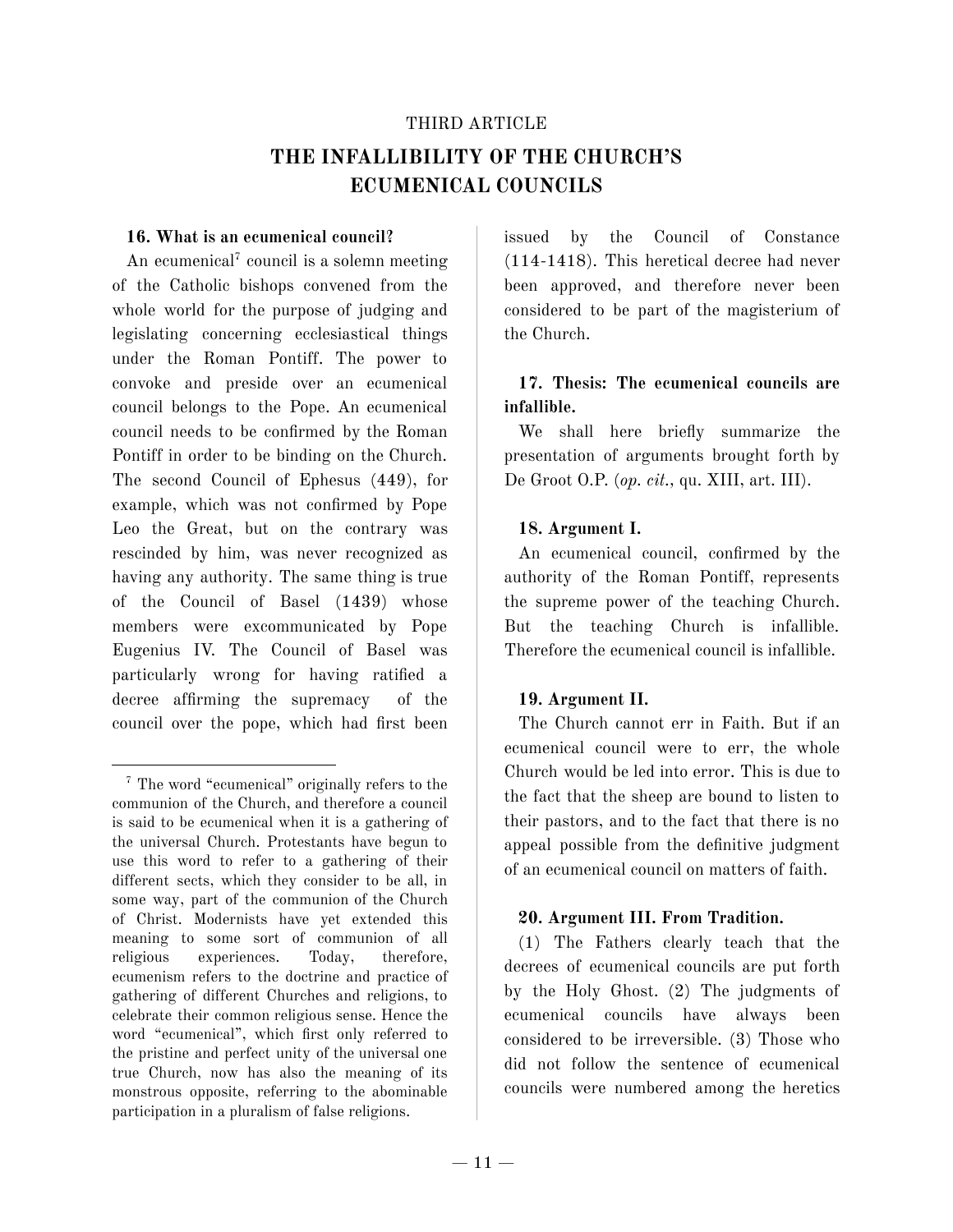THIRD ARTICLE

## THE INFALLIBILITY OF THE CHURCH'S ECUMENICAL COUNCILS

### 16. What is an ecumenical council?

An ecumenical[7] council is a solemn meeting of the Catholic bishops convened from the whole world for the purpose of judging and legislating concerning ecclesiastical things under the Roman Pontiff. The power to convoke and preside over an ecumenical council belongs to the Pope. An ecumenical council needs to be confirmed by the Roman Pontiff in order to be binding on the Church. The second Council of Ephesus (449), for example, which was not confirmed by Pope Leo the Great, but on the contrary was rescinded by him, was never recognized as having any authority. The same thing is true of the Council of Basel (1439) whose members were excommunicated by Pope Eugenius IV. The Council of Basel was particularly wrong for having ratified a decree affirming the supremacy of the council over the pope, which had first been issued by the Council of Constance (114-1418). This heretical decree had never been approved, and therefore never been considered to be part of the magisterium of the Church.

### 17. Thesis: The ecumenical councils are infallible.

We shall here briefly summarize the presentation of arguments brought forth by De Groot O.P. (*op. cit.*, qu. XIII, art. III).

### 18. Argument I.

An ecumenical council, confirmed by the authority of the Roman Pontiff, represents the supreme power of the teaching Church. But the teaching Church is infallible. Therefore the ecumenical council is infallible.

### 19. Argument II.

The Church cannot err in Faith. But if an ecumenical council were to err, the whole Church would be led into error. This is due to the fact that the sheep are bound to listen to their pastors, and to the fact that there is no appeal possible from the definitive judgment of an ecumenical council on matters of faith.

### 20. Argument III. From Tradition.

(1) The Fathers clearly teach that the decrees of ecumenical councils are put forth by the Holy Ghost. (2) The judgments of ecumenical councils have always been considered to be irreversible. (3) Those who did not follow the sentence of ecumenical councils were numbered among the heretics

---

[7] The word "ecumenical" originally refers to the communion of the Church, and therefore a council is said to be ecumenical when it is a gathering of the universal Church. Protestants have begun to use this word to refer to a gathering of their different sects, which they consider to be all, in some way, part of the communion of the Church of Christ. Modernists have yet extended this meaning to some sort of communion of all religious experiences. Today, therefore, ecumenism refers to the doctrine and practice of gathering of different Churches and religions, to celebrate their common religious sense. Hence the word "ecumenical", which first only referred to the pristine and perfect unity of the universal one true Church, now has also the meaning of its monstrous opposite, referring to the abominable participation in a pluralism of false religions.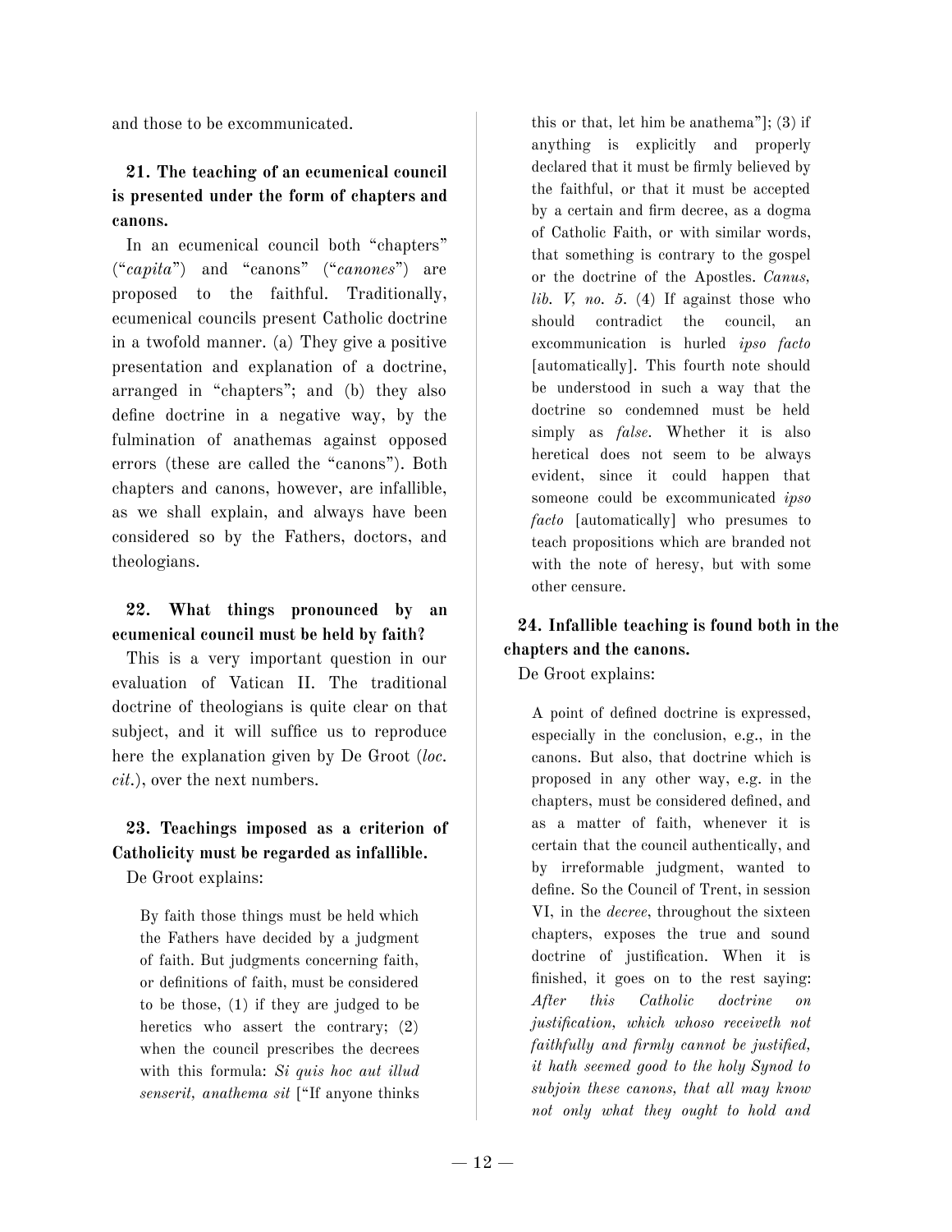and those to be excommunicated.

**21. The teaching of an ecumenical council is presented under the form of chapters and canons.**

In an ecumenical council both "chapters" ("*capita*") and "canons" ("*canones*") are proposed to the faithful. Traditionally, ecumenical councils present Catholic doctrine in a twofold manner. (a) They give a positive presentation and explanation of a doctrine, arranged in "chapters"; and (b) they also define doctrine in a negative way, by the fulmination of anathemas against opposed errors (these are called the "canons"). Both chapters and canons, however, are infallible, as we shall explain, and always have been considered so by the Fathers, doctors, and theologians.

**22. What things pronounced by an ecumenical council must be held by faith?**

This is a very important question in our evaluation of Vatican II. The traditional doctrine of theologians is quite clear on that subject, and it will suffice us to reproduce here the explanation given by De Groot (*loc. cit.*), over the next numbers.

**23. Teachings imposed as a criterion of Catholicity must be regarded as infallible.**

De Groot explains:

> By faith those things must be held which the Fathers have decided by a judgment of faith. But judgments concerning faith, or definitions of faith, must be considered to be those, (1) if they are judged to be heretics who assert the contrary; (2) when the council prescribes the decrees with this formula: *Si quis hoc aut illud senserit, anathema sit* ["If anyone thinks this or that, let him be anathema"]; (3) if anything is explicitly and properly declared that it must be firmly believed by the faithful, or that it must be accepted by a certain and firm decree, as a dogma of Catholic Faith, or with similar words, that something is contrary to the gospel or the doctrine of the Apostles. *Canus, lib. V, no. 5.* (4) If against those who should contradict the council, an excommunication is hurled *ipso facto* [automatically]. This fourth note should be understood in such a way that the doctrine so condemned must be held simply as *false*. Whether it is also heretical does not seem to be always evident, since it could happen that someone could be excommunicated *ipso facto* [automatically] who presumes to teach propositions which are branded not with the note of heresy, but with some other censure.

**24. Infallible teaching is found both in the chapters and the canons.**

De Groot explains:

> A point of defined doctrine is expressed, especially in the conclusion, e.g., in the canons. But also, that doctrine which is proposed in any other way, e.g. in the chapters, must be considered defined, and as a matter of faith, whenever it is certain that the council authentically, and by irreformable judgment, wanted to define. So the Council of Trent, in session VI, in the *decree*, throughout the sixteen chapters, exposes the true and sound doctrine of justification. When it is finished, it goes on to the rest saying: *After this Catholic doctrine on justification, which whoso receiveth not faithfully and firmly cannot be justified, it hath seemed good to the holy Synod to subjoin these canons, that all may know not only what they ought to hold and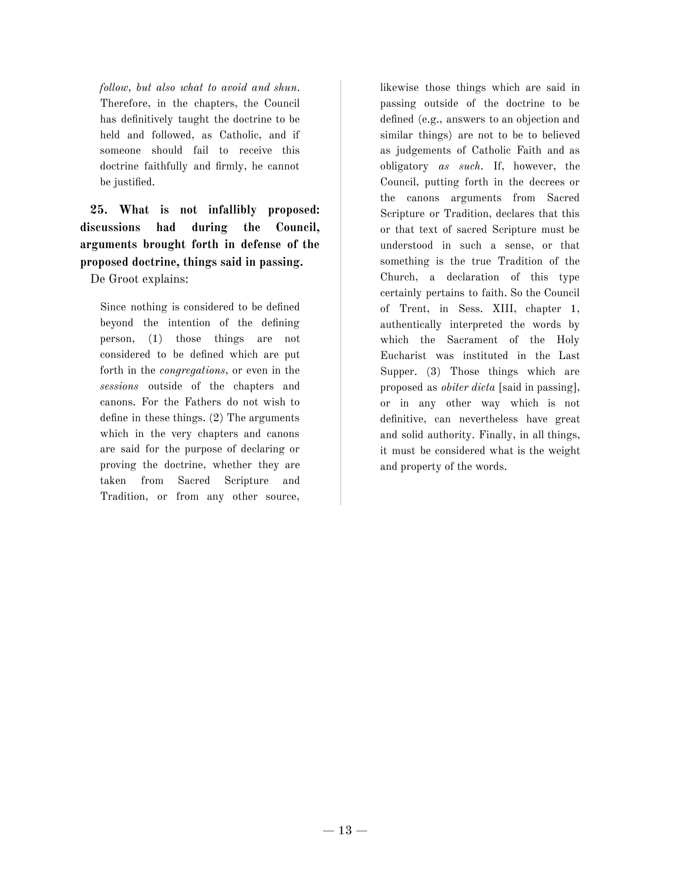> *follow, but also what to avoid and shun*. Therefore, in the chapters, the Council has definitively taught the doctrine to be held and followed, as Catholic, and if someone should fail to receive this doctrine faithfully and firmly, he cannot be justified.

**25. What is not infallibly proposed: discussions had during the Council, arguments brought forth in defense of the proposed doctrine, things said in passing.**

De Groot explains:

> Since nothing is considered to be defined beyond the intention of the defining person, (1) those things are not considered to be defined which are put forth in the *congregations*, or even in the *sessions* outside of the chapters and canons. For the Fathers do not wish to define in these things. (2) The arguments which in the very chapters and canons are said for the purpose of declaring or proving the doctrine, whether they are taken from Sacred Scripture and Tradition, or from any other source, likewise those things which are said in passing outside of the doctrine to be defined (e.g., answers to an objection and similar things) are not to be to believed as judgements of Catholic Faith and as obligatory *as such*. If, however, the Council, putting forth in the decrees or the canons arguments from Sacred Scripture or Tradition, declares that this or that text of sacred Scripture must be understood in such a sense, or that something is the true Tradition of the Church, a declaration of this type certainly pertains to faith. So the Council of Trent, in Sess. XIII, chapter 1, authentically interpreted the words by which the Sacrament of the Holy Eucharist was instituted in the Last Supper. (3) Those things which are proposed as *obiter dicta* [said in passing], or in any other way which is not definitive, can nevertheless have great and solid authority. Finally, in all things, it must be considered what is the weight and property of the words.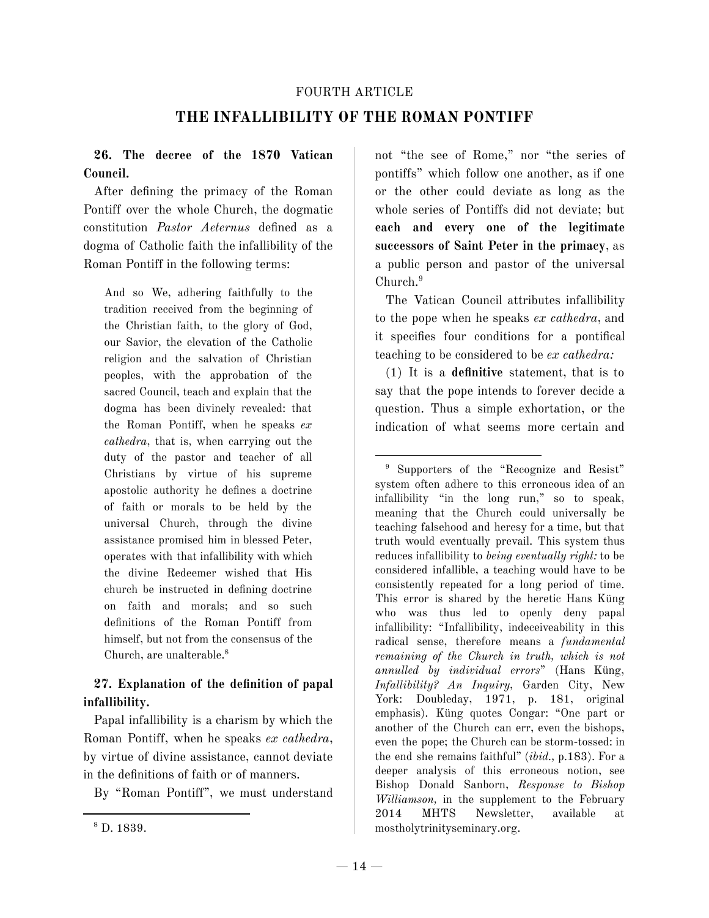FOURTH ARTICLE

# THE INFALLIBILITY OF THE ROMAN PONTIFF

### 26. The decree of the 1870 Vatican Council.

After defining the primacy of the Roman Pontiff over the whole Church, the dogmatic constitution *Pastor Aeternus* defined as a dogma of Catholic faith the infallibility of the Roman Pontiff in the following terms:

> And so We, adhering faithfully to the tradition received from the beginning of the Christian faith, to the glory of God, our Savior, the elevation of the Catholic religion and the salvation of Christian peoples, with the approbation of the sacred Council, teach and explain that the dogma has been divinely revealed: that the Roman Pontiff, when he speaks *ex cathedra*, that is, when carrying out the duty of the pastor and teacher of all Christians by virtue of his supreme apostolic authority he defines a doctrine of faith or morals to be held by the universal Church, through the divine assistance promised him in blessed Peter, operates with that infallibility with which the divine Redeemer wished that His church be instructed in defining doctrine on faith and morals; and so such definitions of the Roman Pontiff from himself, but not from the consensus of the Church, are unalterable.[8]

### 27. Explanation of the definition of papal infallibility.

Papal infallibility is a charism by which the Roman Pontiff, when he speaks *ex cathedra*, by virtue of divine assistance, cannot deviate in the definitions of faith or of manners.

By "Roman Pontiff", we must understand not "the see of Rome," nor "the series of pontiffs" which follow one another, as if one or the other could deviate as long as the whole series of Pontiffs did not deviate; but **each and every one of the legitimate successors of Saint Peter in the primacy**, as a public person and pastor of the universal Church.[9]

The Vatican Council attributes infallibility to the pope when he speaks *ex cathedra*, and it specifies four conditions for a pontifical teaching to be considered to be *ex cathedra:*

(1) It is a **definitive** statement, that is to say that the pope intends to forever decide a question. Thus a simple exhortation, or the indication of what seems more certain and

---

[8] D. 1839.

[9] Supporters of the "Recognize and Resist" system often adhere to this erroneous idea of an infallibility "in the long run," so to speak, meaning that the Church could universally be teaching falsehood and heresy for a time, but that truth would eventually prevail. This system thus reduces infallibility to *being eventually right:* to be considered infallible, a teaching would have to be consistently repeated for a long period of time. This error is shared by the heretic Hans Küng who was thus led to openly deny papal infallibility: "Infallibility, indeceiveability in this radical sense, therefore means a *fundamental remaining of the Church in truth, which is not annulled by individual errors*" (Hans Küng, *Infallibility? An Inquiry,* Garden City, New York: Doubleday, 1971, p. 181, original emphasis). Küng quotes Congar: "One part or another of the Church can err, even the bishops, even the pope; the Church can be storm-tossed: in the end she remains faithful" (*ibid.*, p.183). For a deeper analysis of this erroneous notion, see Bishop Donald Sanborn, *Response to Bishop Williamson,* in the supplement to the February 2014 MHTS Newsletter, available at mostholytrinityseminary.org.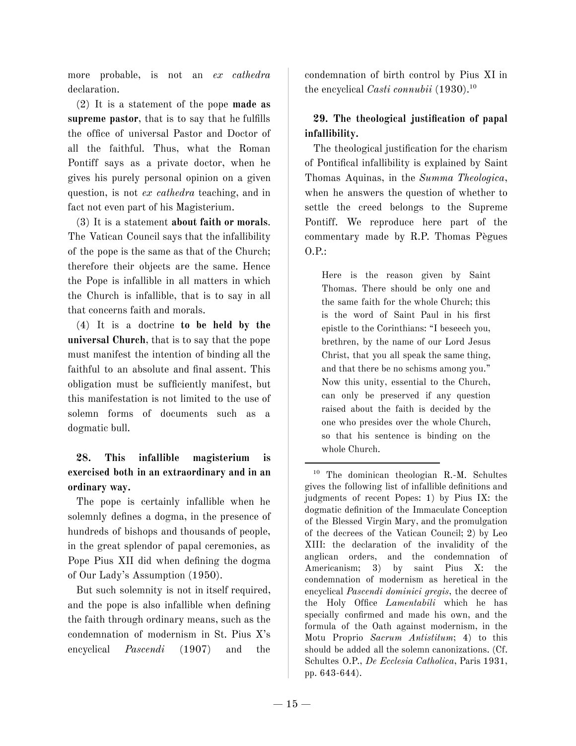more probable, is not an *ex cathedra* declaration.

(2) It is a statement of the pope **made as supreme pastor**, that is to say that he fulfills the office of universal Pastor and Doctor of all the faithful. Thus, what the Roman Pontiff says as a private doctor, when he gives his purely personal opinion on a given question, is not *ex cathedra* teaching, and in fact not even part of his Magisterium.

(3) It is a statement **about faith or morals**. The Vatican Council says that the infallibility of the pope is the same as that of the Church; therefore their objects are the same. Hence the Pope is infallible in all matters in which the Church is infallible, that is to say in all that concerns faith and morals.

(4) It is a doctrine **to be held by the universal Church**, that is to say that the pope must manifest the intention of binding all the faithful to an absolute and final assent. This obligation must be sufficiently manifest, but this manifestation is not limited to the use of solemn forms of documents such as a dogmatic bull.

### 28. This infallible magisterium is exercised both in an extraordinary and in an ordinary way.

The pope is certainly infallible when he solemnly defines a dogma, in the presence of hundreds of bishops and thousands of people, in the great splendor of papal ceremonies, as Pope Pius XII did when defining the dogma of Our Lady's Assumption (1950).

But such solemnity is not in itself required, and the pope is also infallible when defining the faith through ordinary means, such as the condemnation of modernism in St. Pius X's encyclical *Pascendi* (1907) and the condemnation of birth control by Pius XI in the encyclical *Casti connubii* (1930).[10]

### 29. The theological justification of papal infallibility.

The theological justification for the charism of Pontifical infallibility is explained by Saint Thomas Aquinas, in the *Summa Theologica*, when he answers the question of whether to settle the creed belongs to the Supreme Pontiff. We reproduce here part of the commentary made by R.P. Thomas Pègues O.P.:

> Here is the reason given by Saint Thomas. There should be only one and the same faith for the whole Church; this is the word of Saint Paul in his first epistle to the Corinthians: "I beseech you, brethren, by the name of our Lord Jesus Christ, that you all speak the same thing, and that there be no schisms among you." Now this unity, essential to the Church, can only be preserved if any question raised about the faith is decided by the one who presides over the whole Church, so that his sentence is binding on the whole Church.

---

[10] The dominican theologian R.-M. Schultes gives the following list of infallible definitions and judgments of recent Popes: 1) by Pius IX: the dogmatic definition of the Immaculate Conception of the Blessed Virgin Mary, and the promulgation of the decrees of the Vatican Council; 2) by Leo XIII: the declaration of the invalidity of the anglican orders, and the condemnation of Americanism; 3) by saint Pius X: the condemnation of modernism as heretical in the encyclical *Pascendi dominici gregis*, the decree of the Holy Office *Lamentabili* which he has specially confirmed and made his own, and the formula of the Oath against modernism, in the Motu Proprio *Sacrum Antistitum*; 4) to this should be added all the solemn canonizations. (Cf. Schultes O.P., *De Ecclesia Catholica*, Paris 1931, pp. 643-644).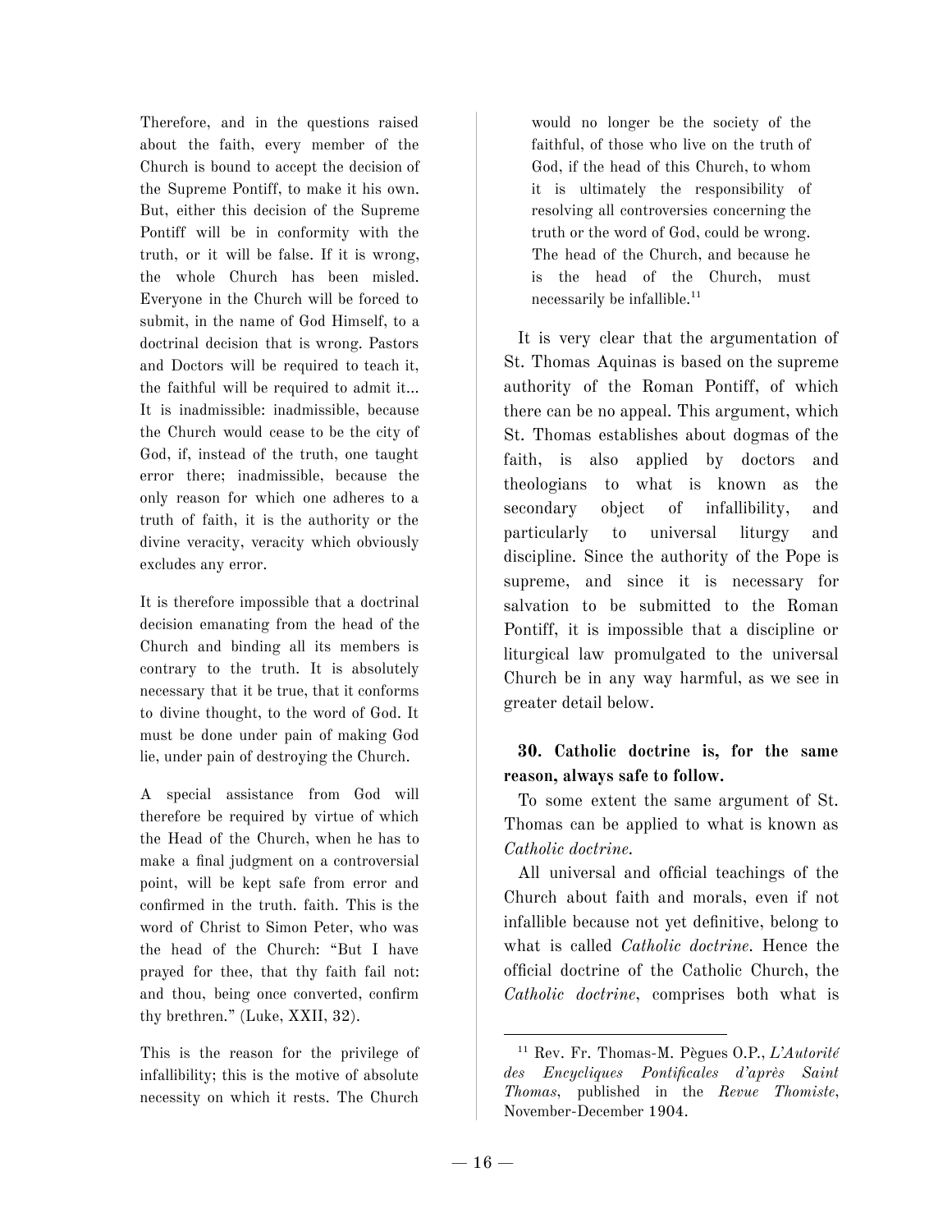Therefore, and in the questions raised about the faith, every member of the Church is bound to accept the decision of the Supreme Pontiff, to make it his own. But, either this decision of the Supreme Pontiff will be in conformity with the truth, or it will be false. If it is wrong, the whole Church has been misled. Everyone in the Church will be forced to submit, in the name of God Himself, to a doctrinal decision that is wrong. Pastors and Doctors will be required to teach it, the faithful will be required to admit it... It is inadmissible: inadmissible, because the Church would cease to be the city of God, if, instead of the truth, one taught error there; inadmissible, because the only reason for which one adheres to a truth of faith, it is the authority or the divine veracity, veracity which obviously excludes any error.

It is therefore impossible that a doctrinal decision emanating from the head of the Church and binding all its members is contrary to the truth. It is absolutely necessary that it be true, that it conforms to divine thought, to the word of God. It must be done under pain of making God lie, under pain of destroying the Church.

A special assistance from God will therefore be required by virtue of which the Head of the Church, when he has to make a final judgment on a controversial point, will be kept safe from error and confirmed in the truth. faith. This is the word of Christ to Simon Peter, who was the head of the Church: "But I have prayed for thee, that thy faith fail not: and thou, being once converted, confirm thy brethren." (Luke, XXII, 32).

This is the reason for the privilege of infallibility; this is the motive of absolute necessity on which it rests. The Church would no longer be the society of the faithful, of those who live on the truth of God, if the head of this Church, to whom it is ultimately the responsibility of resolving all controversies concerning the truth or the word of God, could be wrong. The head of the Church, and because he is the head of the Church, must necessarily be infallible.[11]

It is very clear that the argumentation of St. Thomas Aquinas is based on the supreme authority of the Roman Pontiff, of which there can be no appeal. This argument, which St. Thomas establishes about dogmas of the faith, is also applied by doctors and theologians to what is known as the secondary object of infallibility, and particularly to universal liturgy and discipline. Since the authority of the Pope is supreme, and since it is necessary for salvation to be submitted to the Roman Pontiff, it is impossible that a discipline or liturgical law promulgated to the universal Church be in any way harmful, as we see in greater detail below.

**30. Catholic doctrine is, for the same reason, always safe to follow.**

To some extent the same argument of St. Thomas can be applied to what is known as *Catholic doctrine*.

All universal and official teachings of the Church about faith and morals, even if not infallible because not yet definitive, belong to what is called *Catholic doctrine*. Hence the official doctrine of the Catholic Church, the *Catholic doctrine*, comprises both what is

---

[11] Rev. Fr. Thomas-M. Pègues O.P., *L'Autorité des Encycliques Pontificales d'après Saint Thomas*, published in the *Revue Thomiste*, November-December 1904.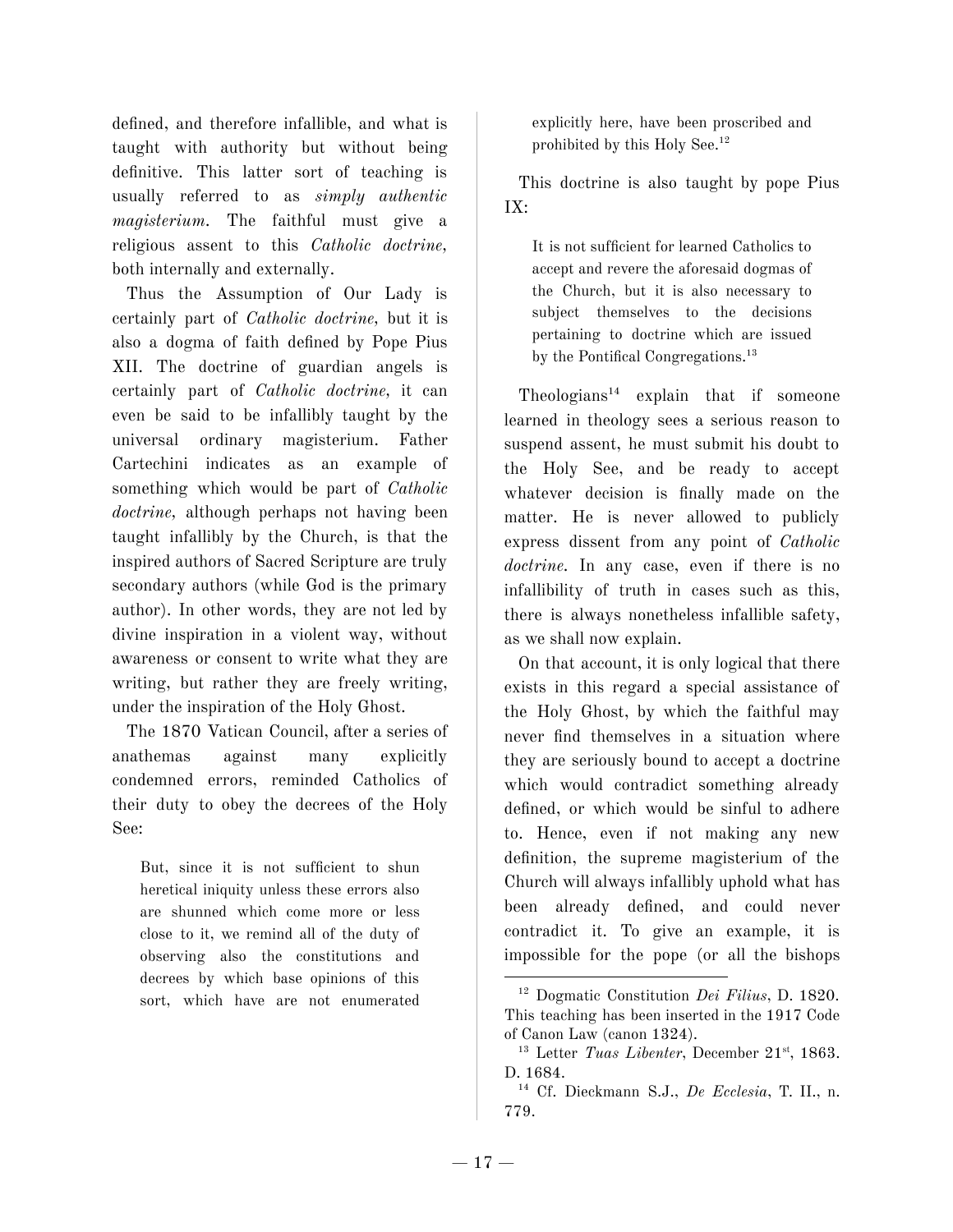defined, and therefore infallible, and what is taught with authority but without being definitive. This latter sort of teaching is usually referred to as *simply authentic magisterium*. The faithful must give a religious assent to this *Catholic doctrine*, both internally and externally.

Thus the Assumption of Our Lady is certainly part of *Catholic doctrine*, but it is also a dogma of faith defined by Pope Pius XII. The doctrine of guardian angels is certainly part of *Catholic doctrine*, it can even be said to be infallibly taught by the universal ordinary magisterium. Father Cartechini indicates as an example of something which would be part of *Catholic doctrine*, although perhaps not having been taught infallibly by the Church, is that the inspired authors of Sacred Scripture are truly secondary authors (while God is the primary author). In other words, they are not led by divine inspiration in a violent way, without awareness or consent to write what they are writing, but rather they are freely writing, under the inspiration of the Holy Ghost.

The 1870 Vatican Council, after a series of anathemas against many explicitly condemned errors, reminded Catholics of their duty to obey the decrees of the Holy See:

> But, since it is not sufficient to shun heretical iniquity unless these errors also are shunned which come more or less close to it, we remind all of the duty of observing also the constitutions and decrees by which base opinions of this sort, which have are not enumerated explicitly here, have been proscribed and prohibited by this Holy See.[12]

This doctrine is also taught by pope Pius IX:

> It is not sufficient for learned Catholics to accept and revere the aforesaid dogmas of the Church, but it is also necessary to subject themselves to the decisions pertaining to doctrine which are issued by the Pontifical Congregations.[13]

Theologians[14] explain that if someone learned in theology sees a serious reason to suspend assent, he must submit his doubt to the Holy See, and be ready to accept whatever decision is finally made on the matter. He is never allowed to publicly express dissent from any point of *Catholic doctrine*. In any case, even if there is no infallibility of truth in cases such as this, there is always nonetheless infallible safety, as we shall now explain.

On that account, it is only logical that there exists in this regard a special assistance of the Holy Ghost, by which the faithful may never find themselves in a situation where they are seriously bound to accept a doctrine which would contradict something already defined, or which would be sinful to adhere to. Hence, even if not making any new definition, the supreme magisterium of the Church will always infallibly uphold what has been already defined, and could never contradict it. To give an example, it is impossible for the pope (or all the bishops

---

[12] Dogmatic Constitution *Dei Filius*, D. 1820. This teaching has been inserted in the 1917 Code of Canon Law (canon 1324).

[13] Letter *Tuas Libenter*, December 21st, 1863. D. 1684.

[14] Cf. Dieckmann S.J., *De Ecclesia*, T. II., n. 779.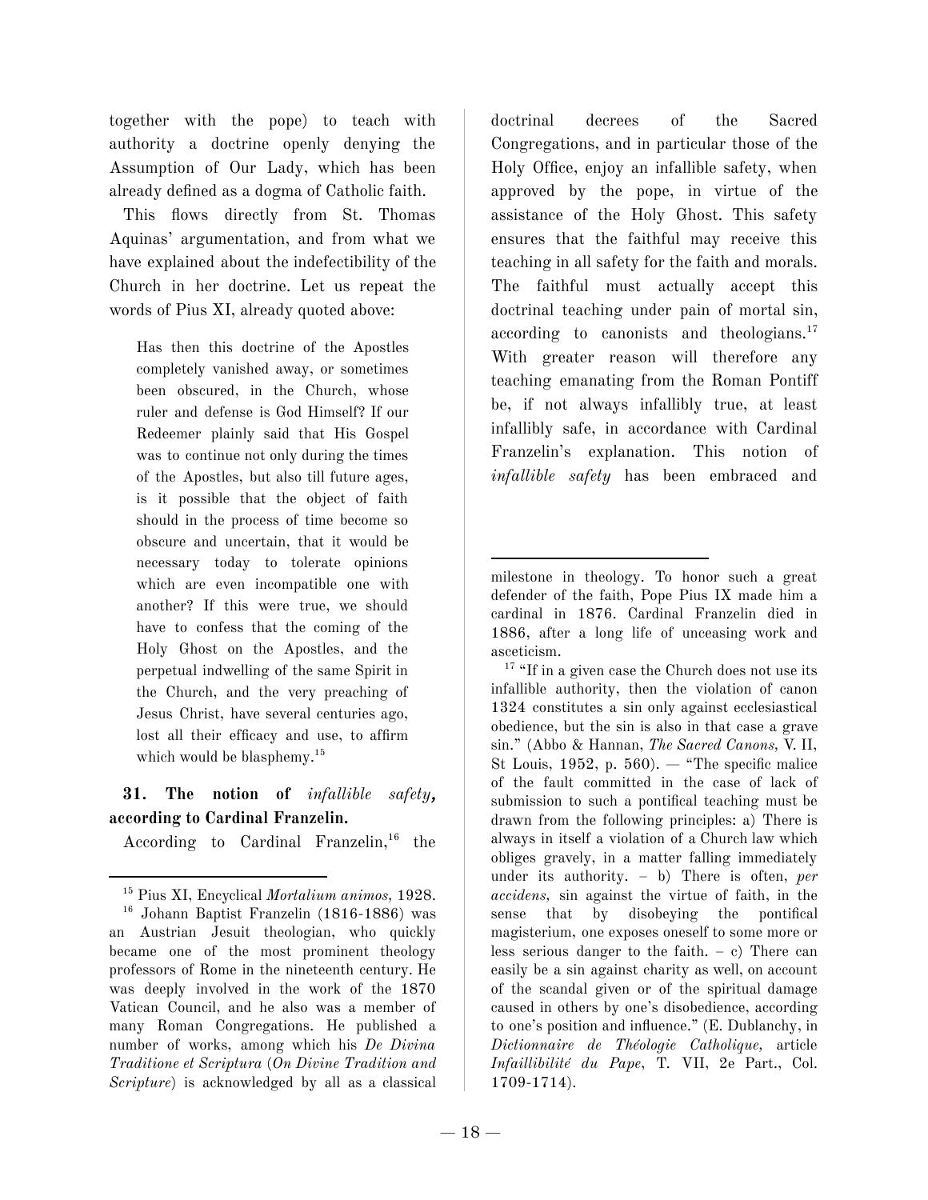together with the pope) to teach with authority a doctrine openly denying the Assumption of Our Lady, which has been already defined as a dogma of Catholic faith.

This flows directly from St. Thomas Aquinas' argumentation, and from what we have explained about the indefectibility of the Church in her doctrine. Let us repeat the words of Pius XI, already quoted above:

> Has then this doctrine of the Apostles completely vanished away, or sometimes been obscured, in the Church, whose ruler and defense is God Himself? If our Redeemer plainly said that His Gospel was to continue not only during the times of the Apostles, but also till future ages, is it possible that the object of faith should in the process of time become so obscure and uncertain, that it would be necessary today to tolerate opinions which are even incompatible one with another? If this were true, we should have to confess that the coming of the Holy Ghost on the Apostles, and the perpetual indwelling of the same Spirit in the Church, and the very preaching of Jesus Christ, have several centuries ago, lost all their efficacy and use, to affirm which would be blasphemy.[15]

### 31. The notion of *infallible safety*, according to Cardinal Franzelin.

According to Cardinal Franzelin,[16] the doctrinal decrees of the Sacred Congregations, and in particular those of the Holy Office, enjoy an infallible safety, when approved by the pope, in virtue of the assistance of the Holy Ghost. This safety ensures that the faithful may receive this teaching in all safety for the faith and morals. The faithful must actually accept this doctrinal teaching under pain of mortal sin, according to canonists and theologians.[17] With greater reason will therefore any teaching emanating from the Roman Pontiff be, if not always infallibly true, at least infallibly safe, in accordance with Cardinal Franzelin's explanation. This notion of *infallible safety* has been embraced and

---

[15] Pius XI, Encyclical *Mortalium animos*, 1928.

[16] Johann Baptist Franzelin (1816-1886) was an Austrian Jesuit theologian, who quickly became one of the most prominent theology professors of Rome in the nineteenth century. He was deeply involved in the work of the 1870 Vatican Council, and he also was a member of many Roman Congregations. He published a number of works, among which his *De Divina Traditione et Scriptura* (*On Divine Tradition and Scripture*) is acknowledged by all as a classical milestone in theology. To honor such a great defender of the faith, Pope Pius IX made him a cardinal in 1876. Cardinal Franzelin died in 1886, after a long life of unceasing work and asceticism.

[17] "If in a given case the Church does not use its infallible authority, then the violation of canon 1324 constitutes a sin only against ecclesiastical obedience, but the sin is also in that case a grave sin." (Abbo & Hannan, *The Sacred Canons*, V. II, St Louis, 1952, p. 560). — "The specific malice of the fault committed in the case of lack of submission to such a pontifical teaching must be drawn from the following principles: a) There is always in itself a violation of a Church law which obliges gravely, in a matter falling immediately under its authority. – b) There is often, *per accidens*, sin against the virtue of faith, in the sense that by disobeying the pontifical magisterium, one exposes oneself to some more or less serious danger to the faith. – c) There can easily be a sin against charity as well, on account of the scandal given or of the spiritual damage caused in others by one's disobedience, according to one's position and influence." (E. Dublanchy, in *Dictionnaire de Théologie Catholique*, article *Infaillibilité du Pape*, T. VII, 2e Part., Col. 1709-1714).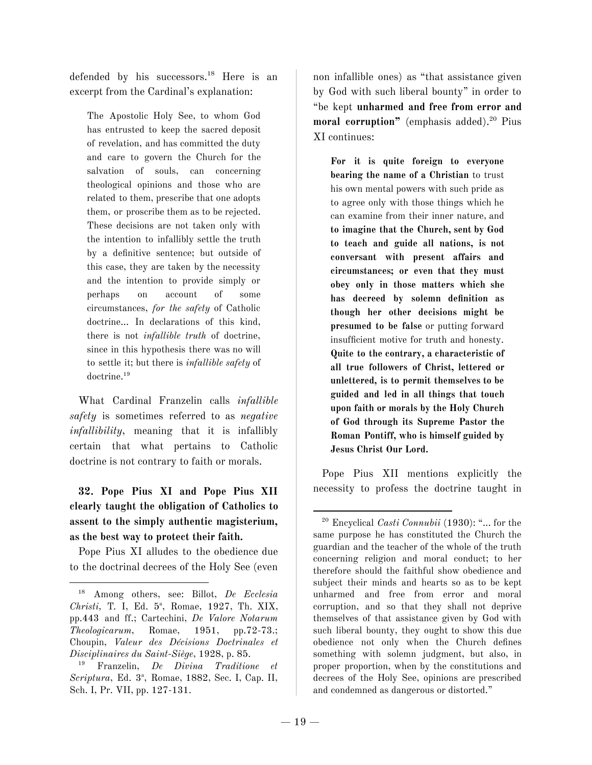defended by his successors.[18] Here is an excerpt from the Cardinal's explanation:

> The Apostolic Holy See, to whom God has entrusted to keep the sacred deposit of revelation, and has committed the duty and care to govern the Church for the salvation of souls, can concerning theological opinions and those who are related to them, prescribe that one adopts them, or proscribe them as to be rejected. These decisions are not taken only with the intention to infallibly settle the truth by a definitive sentence; but outside of this case, they are taken by the necessity and the intention to provide simply or perhaps on account of some circumstances, *for the safety* of Catholic doctrine... In declarations of this kind, there is not *infallible truth* of doctrine, since in this hypothesis there was no will to settle it; but there is *infallible safety* of doctrine.[19]

What Cardinal Franzelin calls *infallible safety* is sometimes referred to as *negative infallibility*, meaning that it is infallibly certain that what pertains to Catholic doctrine is not contrary to faith or morals.

### 32. Pope Pius XI and Pope Pius XII clearly taught the obligation of Catholics to assent to the simply authentic magisterium, as the best way to protect their faith.

Pope Pius XI alludes to the obedience due to the doctrinal decrees of the Holy See (even non infallible ones) as "that assistance given by God with such liberal bounty" in order to "be kept **unharmed and free from error and moral corruption"** (emphasis added).[20] Pius XI continues:

> **For it is quite foreign to everyone bearing the name of a Christian** to trust his own mental powers with such pride as to agree only with those things which he can examine from their inner nature, and **to imagine that the Church, sent by God to teach and guide all nations, is not conversant with present affairs and circumstances; or even that they must obey only in those matters which she has decreed by solemn definition as though her other decisions might be presumed to be false** or putting forward insufficient motive for truth and honesty. **Quite to the contrary, a characteristic of all true followers of Christ, lettered or unlettered, is to permit themselves to be guided and led in all things that touch upon faith or morals by the Holy Church of God through its Supreme Pastor the Roman Pontiff, who is himself guided by Jesus Christ Our Lord.**

Pope Pius XII mentions explicitly the necessity to profess the doctrine taught in

---

[18] Among others, see: Billot, *De Ecclesia Christi*, T. I, Ed. 5ª, Romae, 1927, Th. XIX, pp.443 and ff.; Cartechini, *De Valore Notarum Theologicarum*, Romae, 1951, pp.72-73.; Choupin, *Valeur des Décisions Doctrinales et Disciplinaires du Saint-Siège*, 1928, p. 85.

[19] Franzelin, *De Divina Traditione et Scriptura*, Ed. 3ª, Romae, 1882, Sec. I, Cap. II, Sch. I, Pr. VII, pp. 127-131.

[20] Encyclical *Casti Connubii* (1930): "... for the same purpose he has constituted the Church the guardian and the teacher of the whole of the truth concerning religion and moral conduct; to her therefore should the faithful show obedience and subject their minds and hearts so as to be kept unharmed and free from error and moral corruption, and so that they shall not deprive themselves of that assistance given by God with such liberal bounty, they ought to show this due obedience not only when the Church defines something with solemn judgment, but also, in proper proportion, when by the constitutions and decrees of the Holy See, opinions are prescribed and condemned as dangerous or distorted."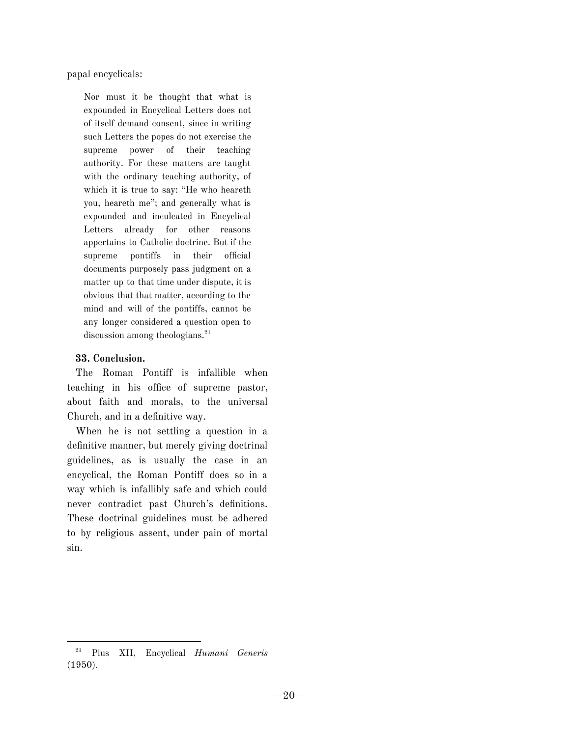papal encyclicals:

> Nor must it be thought that what is expounded in Encyclical Letters does not of itself demand consent, since in writing such Letters the popes do not exercise the supreme power of their teaching authority. For these matters are taught with the ordinary teaching authority, of which it is true to say: "He who heareth you, heareth me"; and generally what is expounded and inculcated in Encyclical Letters already for other reasons appertains to Catholic doctrine. But if the supreme pontiffs in their official documents purposely pass judgment on a matter up to that time under dispute, it is obvious that that matter, according to the mind and will of the pontiffs, cannot be any longer considered a question open to discussion among theologians.[21]

**33. Conclusion.**

The Roman Pontiff is infallible when teaching in his office of supreme pastor, about faith and morals, to the universal Church, and in a definitive way.

When he is not settling a question in a definitive manner, but merely giving doctrinal guidelines, as is usually the case in an encyclical, the Roman Pontiff does so in a way which is infallibly safe and which could never contradict past Church's definitions. These doctrinal guidelines must be adhered to by religious assent, under pain of mortal sin.

---

[21] Pius XII, Encyclical *Humani Generis* (1950).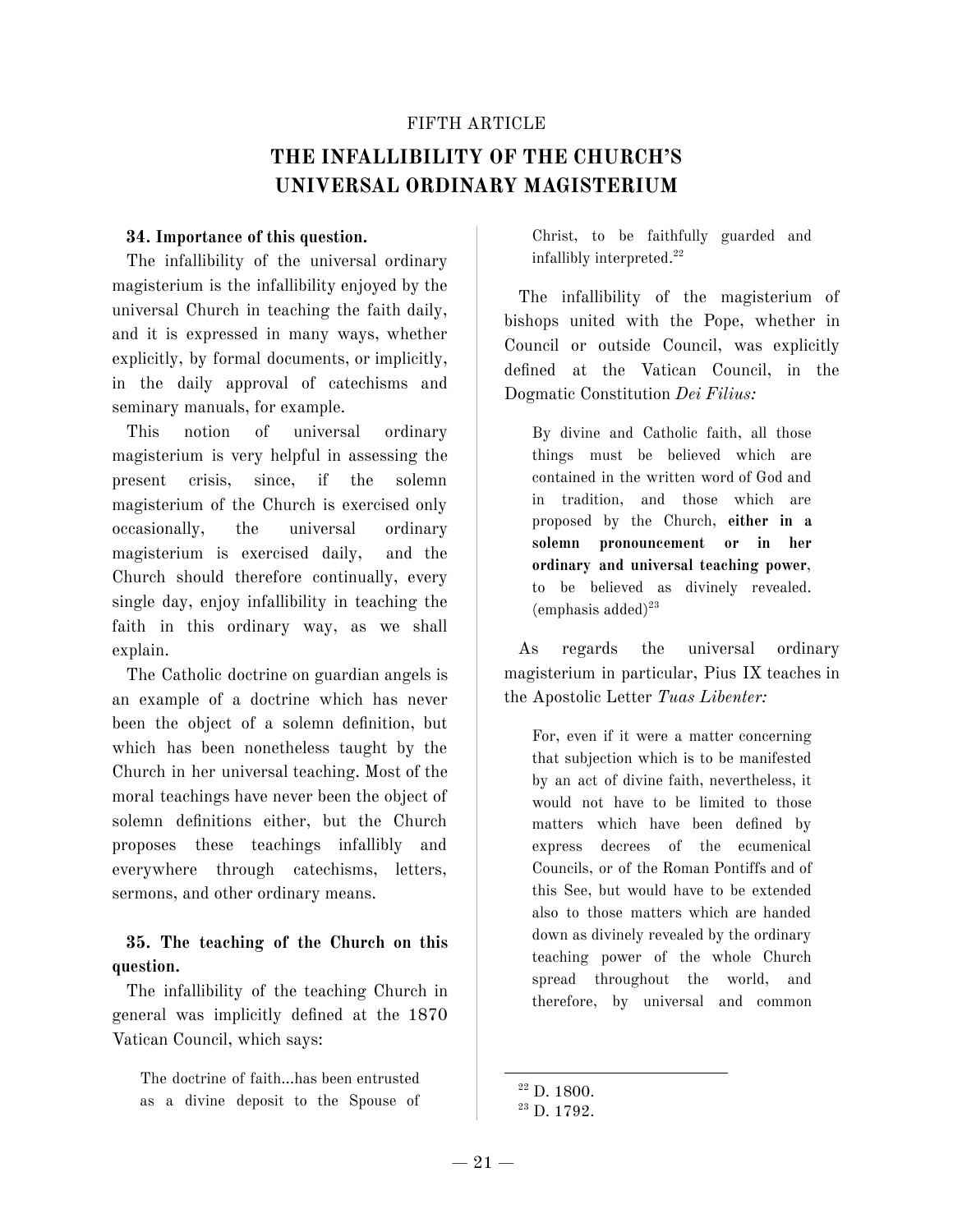FIFTH ARTICLE

# THE INFALLIBILITY OF THE CHURCH'S UNIVERSAL ORDINARY MAGISTERIUM

**34. Importance of this question.**

The infallibility of the universal ordinary magisterium is the infallibility enjoyed by the universal Church in teaching the faith daily, and it is expressed in many ways, whether explicitly, by formal documents, or implicitly, in the daily approval of catechisms and seminary manuals, for example.

This notion of universal ordinary magisterium is very helpful in assessing the present crisis, since, if the solemn magisterium of the Church is exercised only occasionally, the universal ordinary magisterium is exercised daily, and the Church should therefore continually, every single day, enjoy infallibility in teaching the faith in this ordinary way, as we shall explain.

The Catholic doctrine on guardian angels is an example of a doctrine which has never been the object of a solemn definition, but which has been nonetheless taught by the Church in her universal teaching. Most of the moral teachings have never been the object of solemn definitions either, but the Church proposes these teachings infallibly and everywhere through catechisms, letters, sermons, and other ordinary means.

**35. The teaching of the Church on this question.**

The infallibility of the teaching Church in general was implicitly defined at the 1870 Vatican Council, which says:

> The doctrine of faith...has been entrusted as a divine deposit to the Spouse of Christ, to be faithfully guarded and infallibly interpreted.[22]

The infallibility of the magisterium of bishops united with the Pope, whether in Council or outside Council, was explicitly defined at the Vatican Council, in the Dogmatic Constitution *Dei Filius:*

> By divine and Catholic faith, all those things must be believed which are contained in the written word of God and in tradition, and those which are proposed by the Church, **either in a solemn pronouncement or in her ordinary and universal teaching power**, to be believed as divinely revealed. (emphasis added)[23]

As regards the universal ordinary magisterium in particular, Pius IX teaches in the Apostolic Letter *Tuas Libenter:*

> For, even if it were a matter concerning that subjection which is to be manifested by an act of divine faith, nevertheless, it would not have to be limited to those matters which have been defined by express decrees of the ecumenical Councils, or of the Roman Pontiffs and of this See, but would have to be extended also to those matters which are handed down as divinely revealed by the ordinary teaching power of the whole Church spread throughout the world, and therefore, by universal and common

[22] D. 1800.

[23] D. 1792.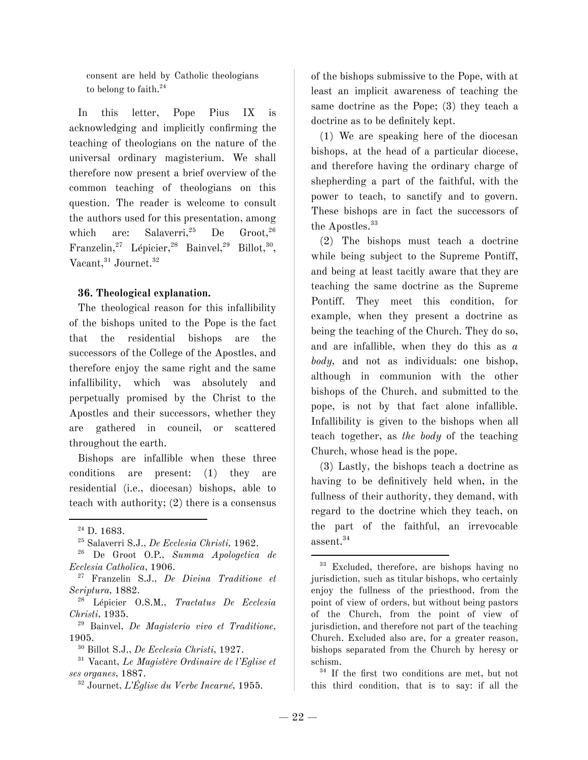consent are held by Catholic theologians to belong to faith.[24]

In this letter, Pope Pius IX is acknowledging and implicitly confirming the teaching of theologians on the nature of the universal ordinary magisterium. We shall therefore now present a brief overview of the common teaching of theologians on this question. The reader is welcome to consult the authors used for this presentation, among which are: Salaverri,[25] De Groot,[26] Franzelin,[27] Lépicier,[28] Bainvel,[29] Billot,[30], Vacant,[31] Journet.[32]

### 36. Theological explanation.

The theological reason for this infallibility of the bishops united to the Pope is the fact that the residential bishops are the successors of the College of the Apostles, and therefore enjoy the same right and the same infallibility, which was absolutely and perpetually promised by the Christ to the Apostles and their successors, whether they are gathered in council, or scattered throughout the earth.

Bishops are infallible when these three conditions are present: (1) they are residential (i.e., diocesan) bishops, able to teach with authority; (2) there is a consensus of the bishops submissive to the Pope, with at least an implicit awareness of teaching the same doctrine as the Pope; (3) they teach a doctrine as to be definitely kept.

(1) We are speaking here of the diocesan bishops, at the head of a particular diocese, and therefore having the ordinary charge of shepherding a part of the faithful, with the power to teach, to sanctify and to govern. These bishops are in fact the successors of the Apostles.[33]

(2) The bishops must teach a doctrine while being subject to the Supreme Pontiff, and being at least tacitly aware that they are teaching the same doctrine as the Supreme Pontiff. They meet this condition, for example, when they present a doctrine as being the teaching of the Church. They do so, and are infallible, when they do this as *a body,* and not as individuals: one bishop, although in communion with the other bishops of the Church, and submitted to the pope, is not by that fact alone infallible. Infallibility is given to the bishops when all teach together, as *the body* of the teaching Church, whose head is the pope.

(3) Lastly, the bishops teach a doctrine as having to be definitively held when, in the fullness of their authority, they demand, with regard to the doctrine which they teach, on the part of the faithful, an irrevocable assent.[34]

---

[24] D. 1683.

[25] Salaverri S.J., *De Ecclesia Christi,* 1962.

[26] De Groot O.P., *Summa Apologetica de Ecclesia Catholica*, 1906.

[27] Franzelin S.J., *De Divina Traditione et Scriptura,* 1882.

[28] Lépicier O.S.M., *Tractatus De Ecclesia Christi*, 1935.

[29] Bainvel, *De Magisterio vivo et Traditione,* 1905.

[30] Billot S.J., *De Ecclesia Christi*, 1927.

[31] Vacant, *Le Magistère Ordinaire de l'Eglise et ses organes*, 1887.

[32] Journet, *L'Église du Verbe Incarné,* 1955.

[33] Excluded, therefore, are bishops having no jurisdiction, such as titular bishops, who certainly enjoy the fullness of the priesthood, from the point of view of orders, but without being pastors of the Church, from the point of view of jurisdiction, and therefore not part of the teaching Church. Excluded also are, for a greater reason, bishops separated from the Church by heresy or schism.

[34] If the first two conditions are met, but not this third condition, that is to say: if all the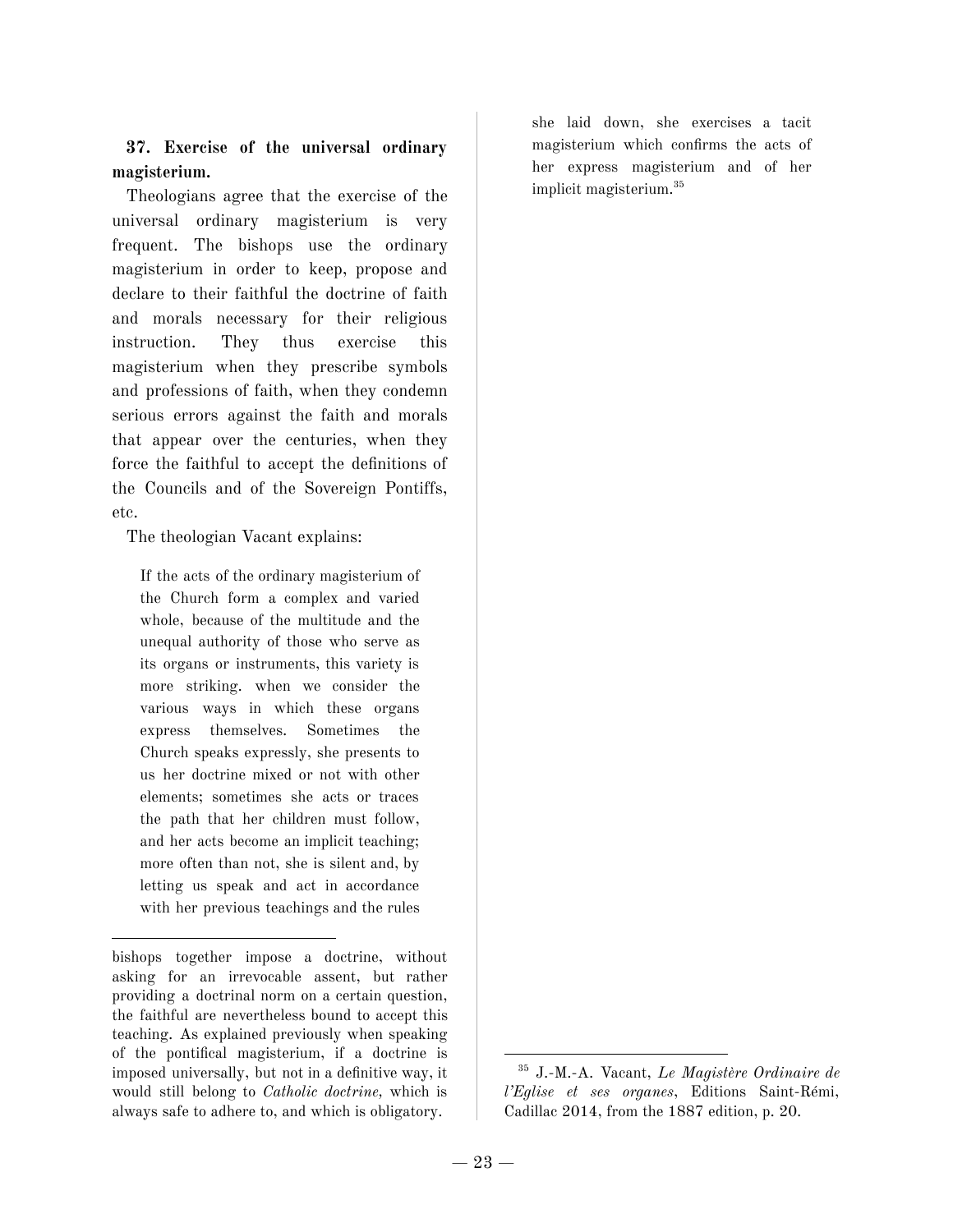bishops together impose a doctrine, without asking for an irrevocable assent, but rather providing a doctrinal norm on a certain question, the faithful are nevertheless bound to accept this teaching. As explained previously when speaking of the pontifical magisterium, if a doctrine is imposed universally, but not in a definitive way, it would still belong to *Catholic doctrine*, which is always safe to adhere to, and which is obligatory.

**37. Exercise of the universal ordinary magisterium.**

Theologians agree that the exercise of the universal ordinary magisterium is very frequent. The bishops use the ordinary magisterium in order to keep, propose and declare to their faithful the doctrine of faith and morals necessary for their religious instruction. They thus exercise this magisterium when they prescribe symbols and professions of faith, when they condemn serious errors against the faith and morals that appear over the centuries, when they force the faithful to accept the definitions of the Councils and of the Sovereign Pontiffs, etc.

The theologian Vacant explains:

> If the acts of the ordinary magisterium of the Church form a complex and varied whole, because of the multitude and the unequal authority of those who serve as its organs or instruments, this variety is more striking. when we consider the various ways in which these organs express themselves. Sometimes the Church speaks expressly, she presents to us her doctrine mixed or not with other elements; sometimes she acts or traces the path that her children must follow, and her acts become an implicit teaching; more often than not, she is silent and, by letting us speak and act in accordance with her previous teachings and the rules she laid down, she exercises a tacit magisterium which confirms the acts of her express magisterium and of her implicit magisterium.[35]

[35] J.-M.-A. Vacant, *Le Magistère Ordinaire de l'Eglise et ses organes*, Editions Saint-Rémi, Cadillac 2014, from the 1887 edition, p. 20.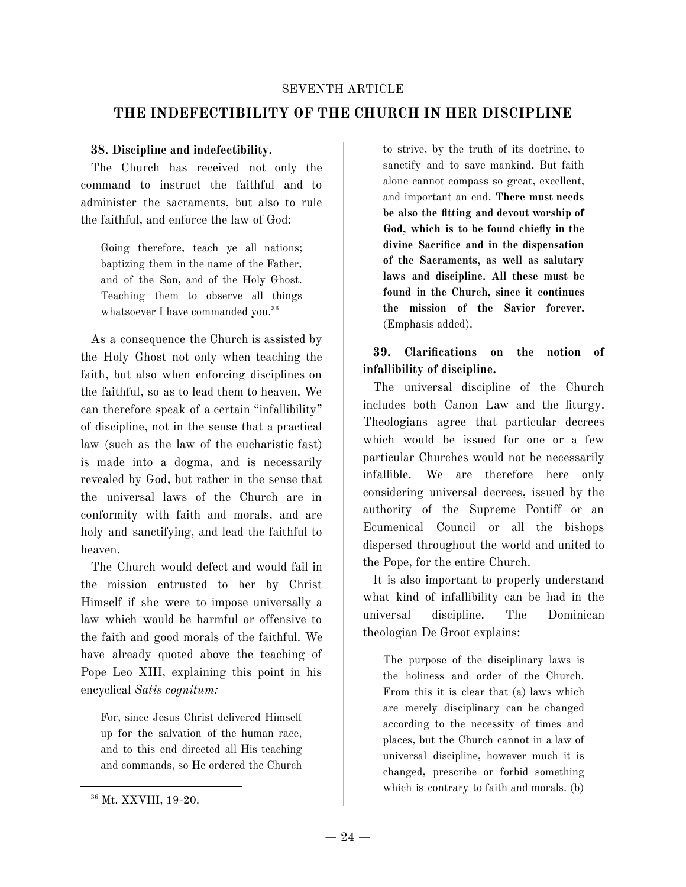SEVENTH ARTICLE

## THE INDEFECTIBILITY OF THE CHURCH IN HER DISCIPLINE

### 38. Discipline and indefectibility.

The Church has received not only the command to instruct the faithful and to administer the sacraments, but also to rule the faithful, and enforce the law of God:

> Going therefore, teach ye all nations; baptizing them in the name of the Father, and of the Son, and of the Holy Ghost. Teaching them to observe all things whatsoever I have commanded you.[36]

As a consequence the Church is assisted by the Holy Ghost not only when teaching the faith, but also when enforcing disciplines on the faithful, so as to lead them to heaven. We can therefore speak of a certain "infallibility" of discipline, not in the sense that a practical law (such as the law of the eucharistic fast) is made into a dogma, and is necessarily revealed by God, but rather in the sense that the universal laws of the Church are in conformity with faith and morals, and are holy and sanctifying, and lead the faithful to heaven.

The Church would defect and would fail in the mission entrusted to her by Christ Himself if she were to impose universally a law which would be harmful or offensive to the faith and good morals of the faithful. We have already quoted above the teaching of Pope Leo XIII, explaining this point in his encyclical *Satis cognitum:*

> For, since Jesus Christ delivered Himself up for the salvation of the human race, and to this end directed all His teaching and commands, so He ordered the Church to strive, by the truth of its doctrine, to sanctify and to save mankind. But faith alone cannot compass so great, excellent, and important an end. **There must needs be also the fitting and devout worship of God, which is to be found chiefly in the divine Sacrifice and in the dispensation of the Sacraments, as well as salutary laws and discipline. All these must be found in the Church, since it continues the mission of the Savior forever.** (Emphasis added).

### 39. Clarifications on the notion of infallibility of discipline.

The universal discipline of the Church includes both Canon Law and the liturgy. Theologians agree that particular decrees which would be issued for one or a few particular Churches would not be necessarily infallible. We are therefore here only considering universal decrees, issued by the authority of the Supreme Pontiff or an Ecumenical Council or all the bishops dispersed throughout the world and united to the Pope, for the entire Church.

It is also important to properly understand what kind of infallibility can be had in the universal discipline. The Dominican theologian De Groot explains:

> The purpose of the disciplinary laws is the holiness and order of the Church. From this it is clear that (a) laws which are merely disciplinary can be changed according to the necessity of times and places, but the Church cannot in a law of universal discipline, however much it is changed, prescribe or forbid something which is contrary to faith and morals. (b)

---

[36] Mt. XXVIII, 19-20.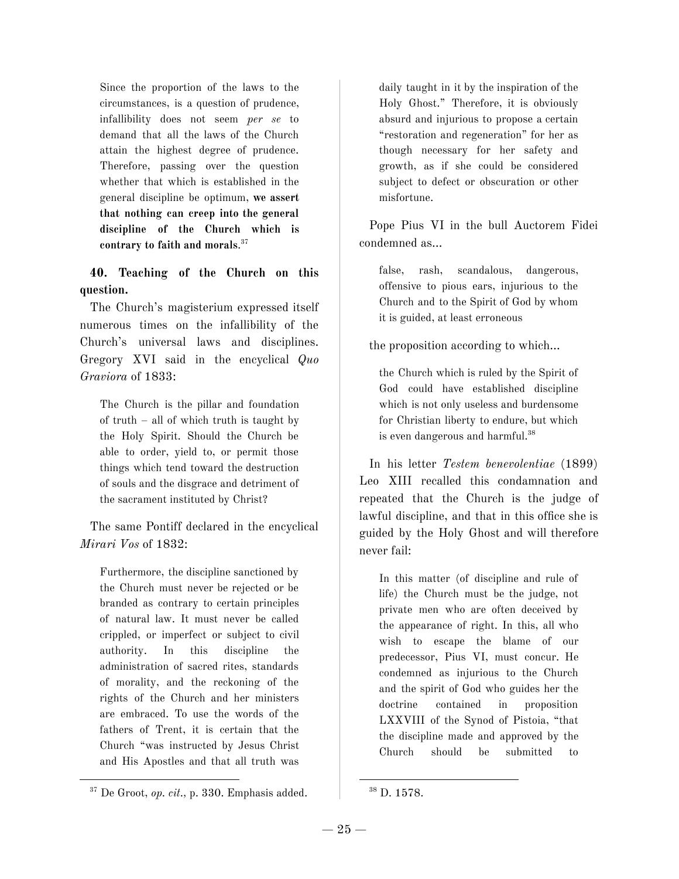> Since the proportion of the laws to the circumstances, is a question of prudence, infallibility does not seem *per se* to demand that all the laws of the Church attain the highest degree of prudence. Therefore, passing over the question whether that which is established in the general discipline be optimum, **we assert that nothing can creep into the general discipline of the Church which is contrary to faith and morals**.[37]

**40. Teaching of the Church on this question.**

The Church's magisterium expressed itself numerous times on the infallibility of the Church's universal laws and disciplines. Gregory XVI said in the encyclical *Quo Graviora* of 1833:

> The Church is the pillar and foundation of truth – all of which truth is taught by the Holy Spirit. Should the Church be able to order, yield to, or permit those things which tend toward the destruction of souls and the disgrace and detriment of the sacrament instituted by Christ?

The same Pontiff declared in the encyclical *Mirari Vos* of 1832:

> Furthermore, the discipline sanctioned by the Church must never be rejected or be branded as contrary to certain principles of natural law. It must never be called crippled, or imperfect or subject to civil authority. In this discipline the administration of sacred rites, standards of morality, and the reckoning of the rights of the Church and her ministers are embraced. To use the words of the fathers of Trent, it is certain that the Church "was instructed by Jesus Christ and His Apostles and that all truth was daily taught in it by the inspiration of the Holy Ghost." Therefore, it is obviously absurd and injurious to propose a certain "restoration and regeneration" for her as though necessary for her safety and growth, as if she could be considered subject to defect or obscuration or other misfortune.

Pope Pius VI in the bull Auctorem Fidei condemned as...

> false, rash, scandalous, dangerous, offensive to pious ears, injurious to the Church and to the Spirit of God by whom it is guided, at least erroneous

the proposition according to which...

> the Church which is ruled by the Spirit of God could have established discipline which is not only useless and burdensome for Christian liberty to endure, but which is even dangerous and harmful.[38]

In his letter *Testem benevolentiae* (1899) Leo XIII recalled this condamnation and repeated that the Church is the judge of lawful discipline, and that in this office she is guided by the Holy Ghost and will therefore never fail:

> In this matter (of discipline and rule of life) the Church must be the judge, not private men who are often deceived by the appearance of right. In this, all who wish to escape the blame of our predecessor, Pius VI, must concur. He condemned as injurious to the Church and the spirit of God who guides her the doctrine contained in proposition LXXVIII of the Synod of Pistoia, "that the discipline made and approved by the Church should be submitted to

---

[37] De Groot, *op. cit.*, p. 330. Emphasis added.

[38] D. 1578.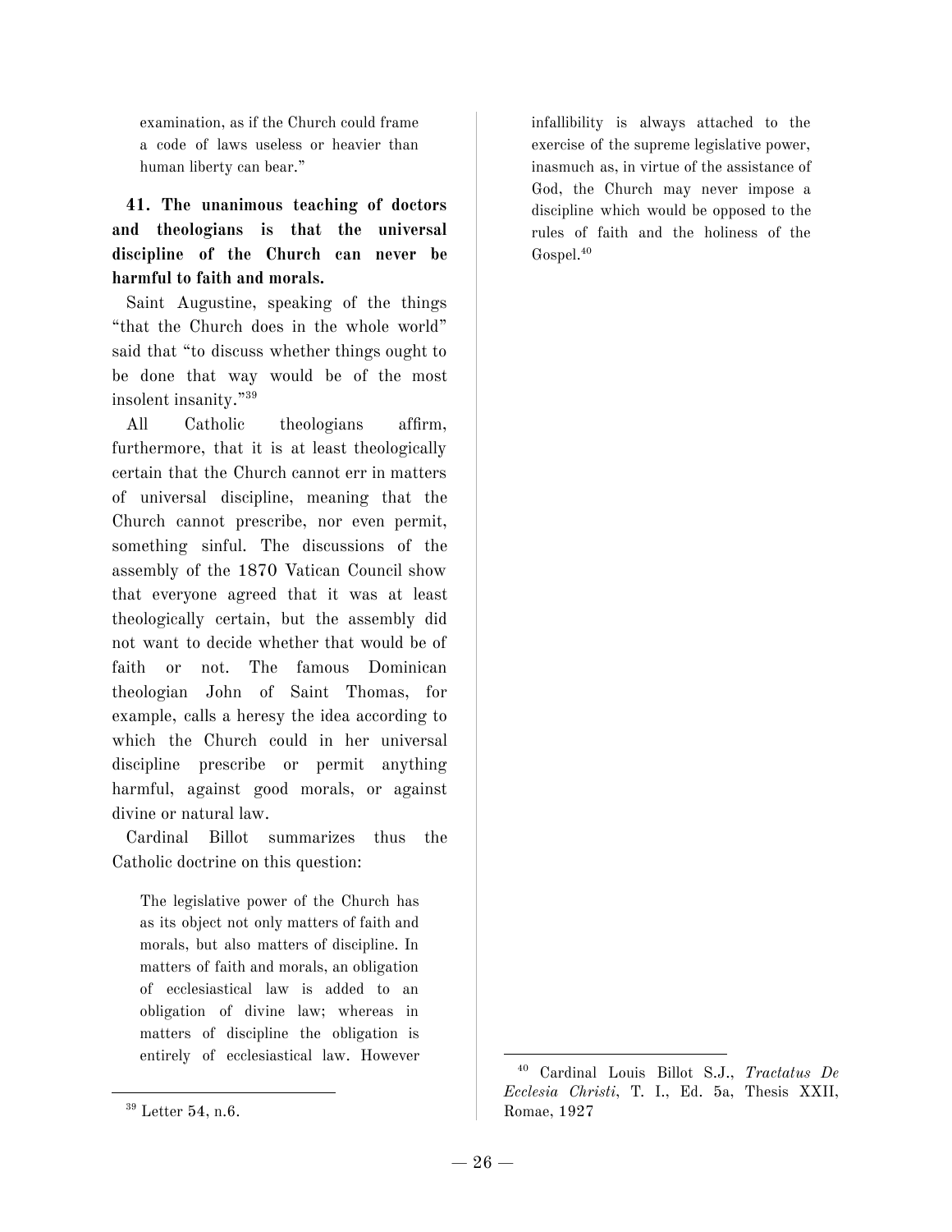> examination, as if the Church could frame a code of laws useless or heavier than human liberty can bear."

**41. The unanimous teaching of doctors and theologians is that the universal discipline of the Church can never be harmful to faith and morals.**

Saint Augustine, speaking of the things "that the Church does in the whole world" said that "to discuss whether things ought to be done that way would be of the most insolent insanity."[39]

All Catholic theologians affirm, furthermore, that it is at least theologically certain that the Church cannot err in matters of universal discipline, meaning that the Church cannot prescribe, nor even permit, something sinful. The discussions of the assembly of the 1870 Vatican Council show that everyone agreed that it was at least theologically certain, but the assembly did not want to decide whether that would be of faith or not. The famous Dominican theologian John of Saint Thomas, for example, calls a heresy the idea according to which the Church could in her universal discipline prescribe or permit anything harmful, against good morals, or against divine or natural law.

Cardinal Billot summarizes thus the Catholic doctrine on this question:

> The legislative power of the Church has as its object not only matters of faith and morals, but also matters of discipline. In matters of faith and morals, an obligation of ecclesiastical law is added to an obligation of divine law; whereas in matters of discipline the obligation is entirely of ecclesiastical law. However infallibility is always attached to the exercise of the supreme legislative power, inasmuch as, in virtue of the assistance of God, the Church may never impose a discipline which would be opposed to the rules of faith and the holiness of the Gospel.[40]

---

[39] Letter 54, n.6.

[40] Cardinal Louis Billot S.J., *Tractatus De Ecclesia Christi*, T. I., Ed. 5a, Thesis XXII, Romae, 1927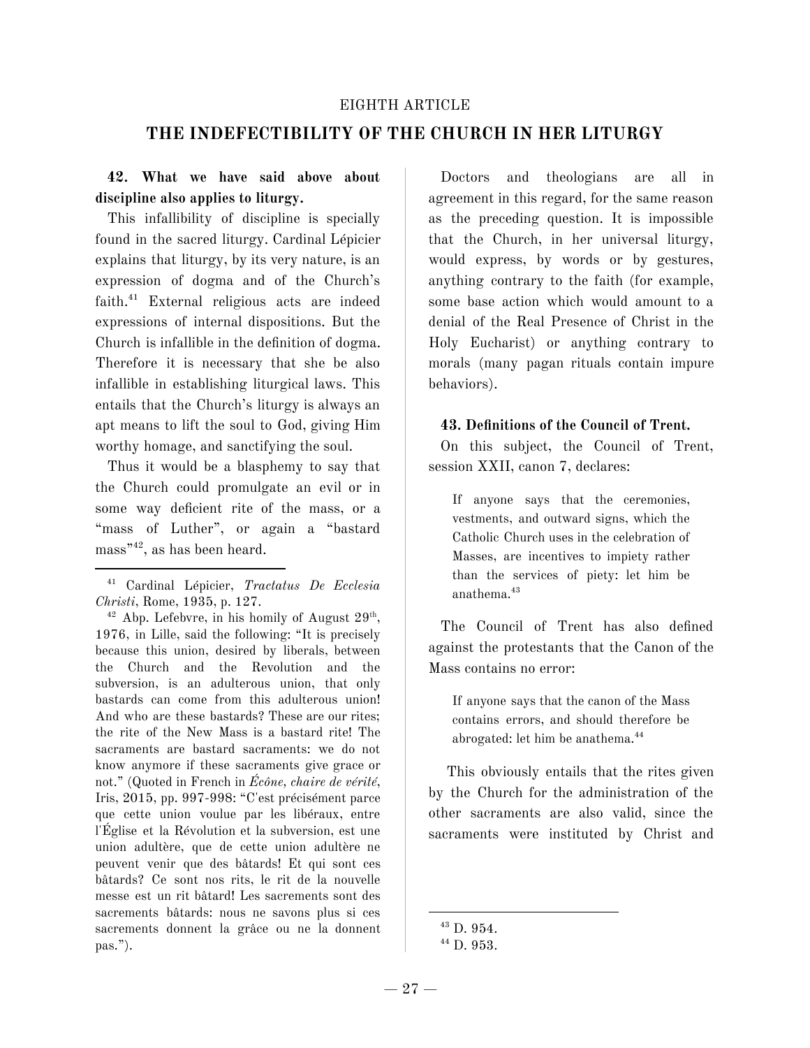EIGHTH ARTICLE

## THE INDEFECTIBILITY OF THE CHURCH IN HER LITURGY

**42. What we have said above about discipline also applies to liturgy.**

This infallibility of discipline is specially found in the sacred liturgy. Cardinal Lépicier explains that liturgy, by its very nature, is an expression of dogma and of the Church's faith.[41] External religious acts are indeed expressions of internal dispositions. But the Church is infallible in the definition of dogma. Therefore it is necessary that she be also infallible in establishing liturgical laws. This entails that the Church's liturgy is always an apt means to lift the soul to God, giving Him worthy homage, and sanctifying the soul.

Thus it would be a blasphemy to say that the Church could promulgate an evil or in some way deficient rite of the mass, or a "mass of Luther", or again a "bastard mass"[42], as has been heard.

Doctors and theologians are all in agreement in this regard, for the same reason as the preceding question. It is impossible that the Church, in her universal liturgy, would express, by words or by gestures, anything contrary to the faith (for example, some base action which would amount to a denial of the Real Presence of Christ in the Holy Eucharist) or anything contrary to morals (many pagan rituals contain impure behaviors).

**43. Definitions of the Council of Trent.**

On this subject, the Council of Trent, session XXII, canon 7, declares:

> If anyone says that the ceremonies, vestments, and outward signs, which the Catholic Church uses in the celebration of Masses, are incentives to impiety rather than the services of piety: let him be anathema.[43]

The Council of Trent has also defined against the protestants that the Canon of the Mass contains no error:

> If anyone says that the canon of the Mass contains errors, and should therefore be abrogated: let him be anathema.[44]

This obviously entails that the rites given by the Church for the administration of the other sacraments are also valid, since the sacraments were instituted by Christ and

---

[41] Cardinal Lépicier, *Tractatus De Ecclesia Christi*, Rome, 1935, p. 127.

[42] Abp. Lefebvre, in his homily of August 29th, 1976, in Lille, said the following: "It is precisely because this union, desired by liberals, between the Church and the Revolution and the subversion, is an adulterous union, that only bastards can come from this adulterous union! And who are these bastards? These are our rites; the rite of the New Mass is a bastard rite! The sacraments are bastard sacraments: we do not know anymore if these sacraments give grace or not." (Quoted in French in *Écône, chaire de vérité*, Iris, 2015, pp. 997-998: "C'est précisément parce que cette union voulue par les libéraux, entre l'Église et la Révolution et la subversion, est une union adultère, que de cette union adultère ne peuvent venir que des bâtards! Et qui sont ces bâtards? Ce sont nos rits, le rit de la nouvelle messe est un rit bâtard! Les sacrements sont des sacrements bâtards: nous ne savons plus si ces sacrements donnent la grâce ou ne la donnent pas.").

[43] D. 954.

[44] D. 953.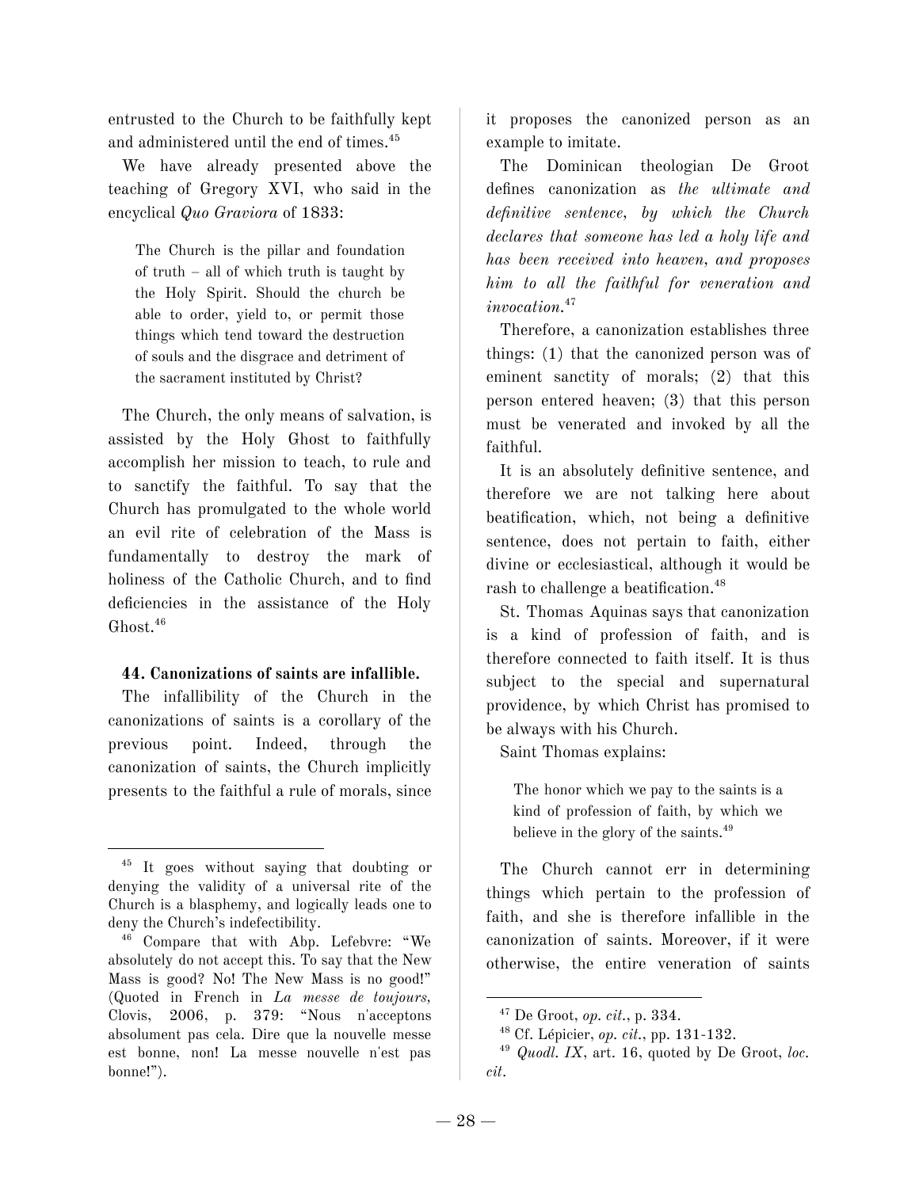entrusted to the Church to be faithfully kept and administered until the end of times.[45]

We have already presented above the teaching of Gregory XVI, who said in the encyclical *Quo Graviora* of 1833:

> The Church is the pillar and foundation of truth – all of which truth is taught by the Holy Spirit. Should the church be able to order, yield to, or permit those things which tend toward the destruction of souls and the disgrace and detriment of the sacrament instituted by Christ?

The Church, the only means of salvation, is assisted by the Holy Ghost to faithfully accomplish her mission to teach, to rule and to sanctify the faithful. To say that the Church has promulgated to the whole world an evil rite of celebration of the Mass is fundamentally to destroy the mark of holiness of the Catholic Church, and to find deficiencies in the assistance of the Holy Ghost.[46]

**44. Canonizations of saints are infallible.**

The infallibility of the Church in the canonizations of saints is a corollary of the previous point. Indeed, through the canonization of saints, the Church implicitly presents to the faithful a rule of morals, since it proposes the canonized person as an example to imitate.

The Dominican theologian De Groot defines canonization as *the ultimate and definitive sentence, by which the Church declares that someone has led a holy life and has been received into heaven, and proposes him to all the faithful for veneration and invocation.*[47]

Therefore, a canonization establishes three things: (1) that the canonized person was of eminent sanctity of morals; (2) that this person entered heaven; (3) that this person must be venerated and invoked by all the faithful.

It is an absolutely definitive sentence, and therefore we are not talking here about beatification, which, not being a definitive sentence, does not pertain to faith, either divine or ecclesiastical, although it would be rash to challenge a beatification.[48]

St. Thomas Aquinas says that canonization is a kind of profession of faith, and is therefore connected to faith itself. It is thus subject to the special and supernatural providence, by which Christ has promised to be always with his Church.

Saint Thomas explains:

> The honor which we pay to the saints is a kind of profession of faith, by which we believe in the glory of the saints.[49]

The Church cannot err in determining things which pertain to the profession of faith, and she is therefore infallible in the canonization of saints. Moreover, if it were otherwise, the entire veneration of saints

---

[45] It goes without saying that doubting or denying the validity of a universal rite of the Church is a blasphemy, and logically leads one to deny the Church's indefectibility.

[46] Compare that with Abp. Lefebvre: "We absolutely do not accept this. To say that the New Mass is good? No! The New Mass is no good!" (Quoted in French in *La messe de toujours*, Clovis, 2006, p. 379: "Nous n'acceptons absolument pas cela. Dire que la nouvelle messe est bonne, non! La messe nouvelle n'est pas bonne!").

[47] De Groot, *op. cit.*, p. 334.

[48] Cf. Lépicier, *op. cit.*, pp. 131-132.

[49] *Quodl. IX*, art. 16, quoted by De Groot, *loc. cit.*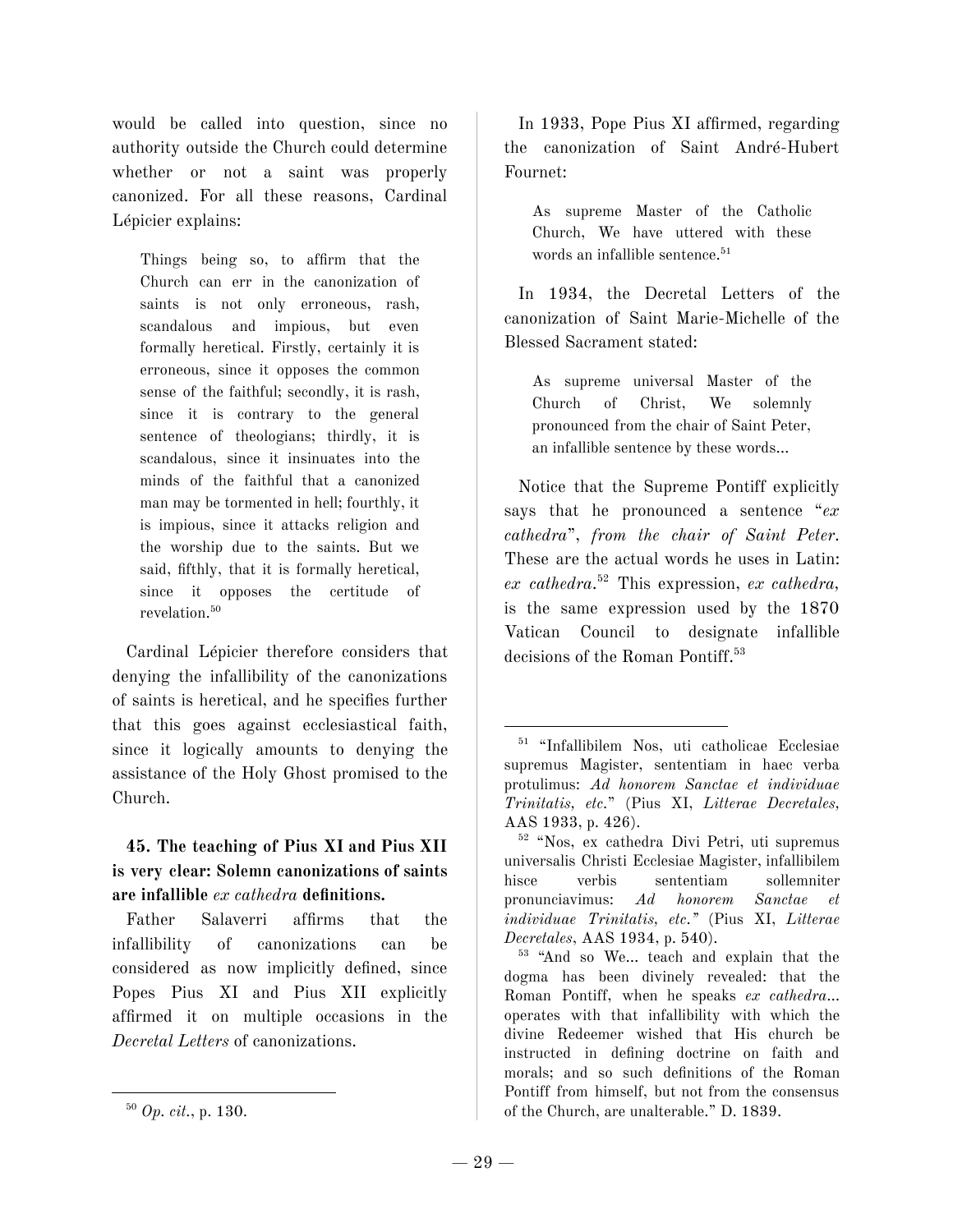would be called into question, since no authority outside the Church could determine whether or not a saint was properly canonized. For all these reasons, Cardinal Lépicier explains:

> Things being so, to affirm that the Church can err in the canonization of saints is not only erroneous, rash, scandalous and impious, but even formally heretical. Firstly, certainly it is erroneous, since it opposes the common sense of the faithful; secondly, it is rash, since it is contrary to the general sentence of theologians; thirdly, it is scandalous, since it insinuates into the minds of the faithful that a canonized man may be tormented in hell; fourthly, it is impious, since it attacks religion and the worship due to the saints. But we said, fifthly, that it is formally heretical, since it opposes the certitude of revelation.[50]

Cardinal Lépicier therefore considers that denying the infallibility of the canonizations of saints is heretical, and he specifies further that this goes against ecclesiastical faith, since it logically amounts to denying the assistance of the Holy Ghost promised to the Church.

### 45. The teaching of Pius XI and Pius XII is very clear: Solemn canonizations of saints are infallible *ex cathedra* definitions.

Father Salaverri affirms that the infallibility of canonizations can be considered as now implicitly defined, since Popes Pius XI and Pius XII explicitly affirmed it on multiple occasions in the *Decretal Letters* of canonizations.

[50] *Op. cit.*, p. 130.

In 1933, Pope Pius XI affirmed, regarding the canonization of Saint André-Hubert Fournet:

> As supreme Master of the Catholic Church, We have uttered with these words an infallible sentence.[51]

In 1934, the Decretal Letters of the canonization of Saint Marie-Michelle of the Blessed Sacrament stated:

> As supreme universal Master of the Church of Christ, We solemnly pronounced from the chair of Saint Peter, an infallible sentence by these words...

Notice that the Supreme Pontiff explicitly says that he pronounced a sentence "*ex cathedra*", *from the chair of Saint Peter*. These are the actual words he uses in Latin: *ex cathedra*.[52] This expression, *ex cathedra*, is the same expression used by the 1870 Vatican Council to designate infallible decisions of the Roman Pontiff.[53]

[51] "Infallibilem Nos, uti catholicae Ecclesiae supremus Magister, sententiam in haec verba protulimus: *Ad honorem Sanctae et individuae Trinitatis, etc.*" (Pius XI, *Litterae Decretales*, AAS 1933, p. 426).

[52] "Nos, ex cathedra Divi Petri, uti supremus universalis Christi Ecclesiae Magister, infallibilem hisce verbis sententiam sollemniter pronunciavimus: *Ad honorem Sanctae et individuae Trinitatis, etc.*" (Pius XI, *Litterae Decretales*, AAS 1934, p. 540).

[53] "And so We... teach and explain that the dogma has been divinely revealed: that the Roman Pontiff, when he speaks *ex cathedra*... operates with that infallibility with which the divine Redeemer wished that His church be instructed in defining doctrine on faith and morals; and so such definitions of the Roman Pontiff from himself, but not from the consensus of the Church, are unalterable." D. 1839.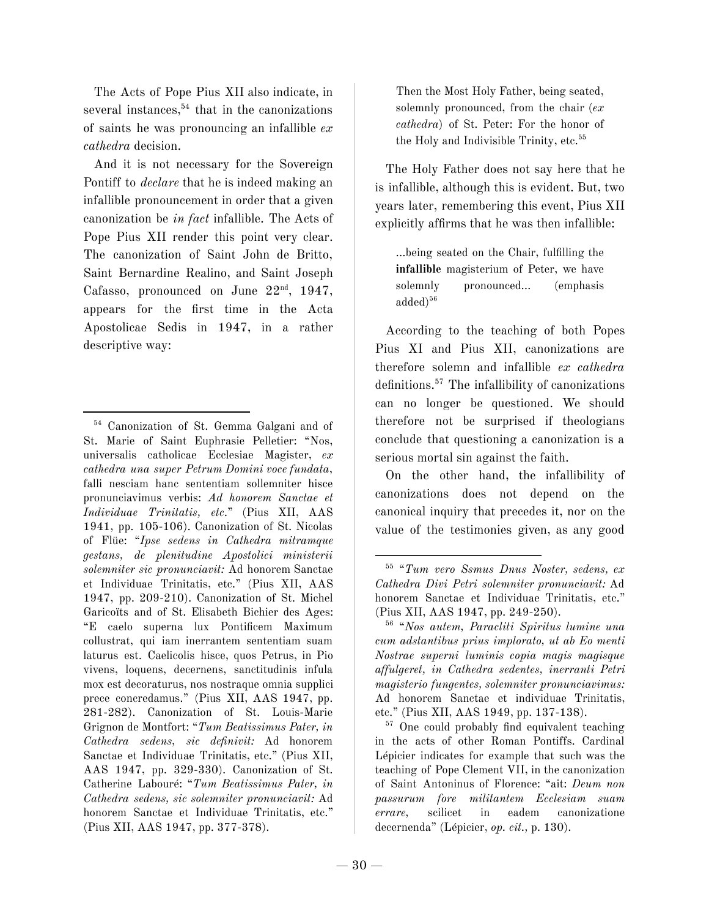The Acts of Pope Pius XII also indicate, in several instances,[54] that in the canonizations of saints he was pronouncing an infallible *ex cathedra* decision.

And it is not necessary for the Sovereign Pontiff to *declare* that he is indeed making an infallible pronouncement in order that a given canonization be *in fact* infallible. The Acts of Pope Pius XII render this point very clear. The canonization of Saint John de Britto, Saint Bernardine Realino, and Saint Joseph Cafasso, pronounced on June 22nd, 1947, appears for the first time in the Acta Apostolicae Sedis in 1947, in a rather descriptive way:

> Then the Most Holy Father, being seated, solemnly pronounced, from the chair (*ex cathedra*) of St. Peter: For the honor of the Holy and Indivisible Trinity, etc.[55]

The Holy Father does not say here that he is infallible, although this is evident. But, two years later, remembering this event, Pius XII explicitly affirms that he was then infallible:

> ...being seated on the Chair, fulfilling the **infallible** magisterium of Peter, we have solemnly pronounced... (emphasis added)[56]

According to the teaching of both Popes Pius XI and Pius XII, canonizations are therefore solemn and infallible *ex cathedra* definitions.[57] The infallibility of canonizations can no longer be questioned. We should therefore not be surprised if theologians conclude that questioning a canonization is a serious mortal sin against the faith.

On the other hand, the infallibility of canonizations does not depend on the canonical inquiry that precedes it, nor on the value of the testimonies given, as any good

---

[54] Canonization of St. Gemma Galgani and of St. Marie of Saint Euphrasie Pelletier: "Nos, universalis catholicae Ecclesiae Magister, *ex cathedra una super Petrum Domini voce fundata*, falli nesciam hanc sententiam sollemniter hisce pronunciavimus verbis: *Ad honorem Sanctae et Individuae Trinitatis, etc.*" (Pius XII, AAS 1941, pp. 105-106). Canonization of St. Nicolas of Flüe: "*Ipse sedens in Cathedra mitramque gestans, de plenitudine Apostolici ministerii solemniter sic pronunciavit:* Ad honorem Sanctae et Individuae Trinitatis, etc." (Pius XII, AAS 1947, pp. 209-210). Canonization of St. Michel Garicoïts and of St. Elisabeth Bichier des Ages: "E caelo superna lux Pontificem Maximum collustrat, qui iam inerrantem sententiam suam laturus est. Caelicolis hisce, quos Petrus, in Pio vivens, loquens, decernens, sanctitudinis infula mox est decoraturus, nos nostraque omnia supplici prece concredamus." (Pius XII, AAS 1947, pp. 281-282). Canonization of St. Louis-Marie Grignon de Montfort: "*Tum Beatissimus Pater, in Cathedra sedens, sic definivit:* Ad honorem Sanctae et Individuae Trinitatis, etc." (Pius XII, AAS 1947, pp. 329-330). Canonization of St. Catherine Labouré: "*Tum Beatissimus Pater, in Cathedra sedens, sic solemniter pronunciavit:* Ad honorem Sanctae et Individuae Trinitatis, etc." (Pius XII, AAS 1947, pp. 377-378).

[55] "*Tum vero Ssmus Dnus Noster, sedens, ex Cathedra Divi Petri solemniter pronunciavit:* Ad honorem Sanctae et Individuae Trinitatis, etc." (Pius XII, AAS 1947, pp. 249-250).

[56] "*Nos autem, Paracliti Spiritus lumine una cum adstantibus prius implorato, ut ab Eo menti Nostrae superni luminis copia magis magisque affulgeret, in Cathedra sedentes, inerranti Petri magisterio fungentes, solemniter pronunciavimus:* Ad honorem Sanctae et individuae Trinitatis, etc." (Pius XII, AAS 1949, pp. 137-138).

[57] One could probably find equivalent teaching in the acts of other Roman Pontiffs. Cardinal Lépicier indicates for example that such was the teaching of Pope Clement VII, in the canonization of Saint Antoninus of Florence: "ait: *Deum non passurum fore militantem Ecclesiam suam errare,* scilicet in eadem canonizatione decernenda" (Lépicier, *op. cit.*, p. 130).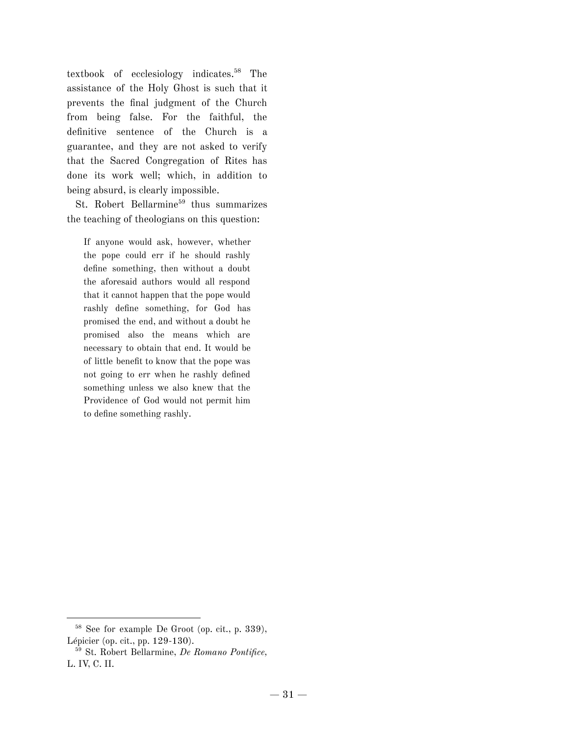textbook of ecclesiology indicates.[58] The assistance of the Holy Ghost is such that it prevents the final judgment of the Church from being false. For the faithful, the definitive sentence of the Church is a guarantee, and they are not asked to verify that the Sacred Congregation of Rites has done its work well; which, in addition to being absurd, is clearly impossible.

St. Robert Bellarmine[59] thus summarizes the teaching of theologians on this question:

> If anyone would ask, however, whether the pope could err if he should rashly define something, then without a doubt the aforesaid authors would all respond that it cannot happen that the pope would rashly define something, for God has promised the end, and without a doubt he promised also the means which are necessary to obtain that end. It would be of little benefit to know that the pope was not going to err when he rashly defined something unless we also knew that the Providence of God would not permit him to define something rashly.

---

[58] See for example De Groot (op. cit., p. 339), Lépicier (op. cit., pp. 129-130).

[59] St. Robert Bellarmine, *De Romano Pontifice*, L. IV, C. II.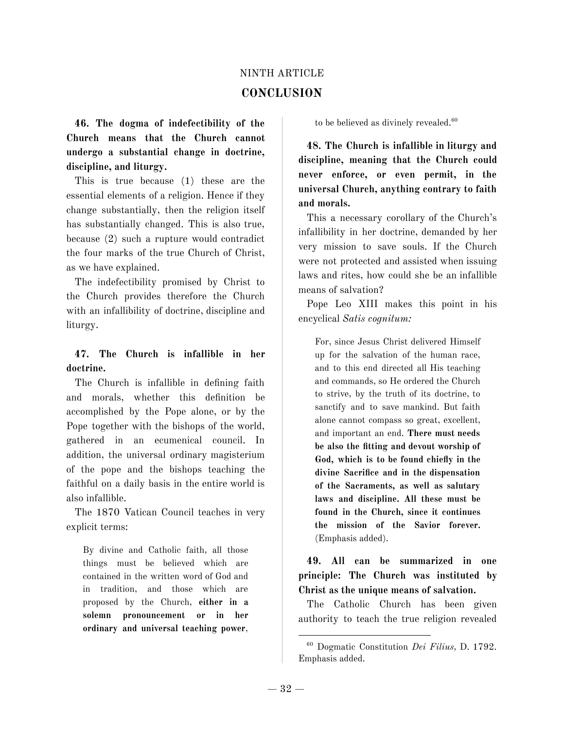NINTH ARTICLE

## CONCLUSION

**46. The dogma of indefectibility of the Church means that the Church cannot undergo a substantial change in doctrine, discipline, and liturgy.**

This is true because (1) these are the essential elements of a religion. Hence if they change substantially, then the religion itself has substantially changed. This is also true, because (2) such a rupture would contradict the four marks of the true Church of Christ, as we have explained.

The indefectibility promised by Christ to the Church provides therefore the Church with an infallibility of doctrine, discipline and liturgy.

**47. The Church is infallible in her doctrine.**

The Church is infallible in defining faith and morals, whether this definition be accomplished by the Pope alone, or by the Pope together with the bishops of the world, gathered in an ecumenical council. In addition, the universal ordinary magisterium of the pope and the bishops teaching the faithful on a daily basis in the entire world is also infallible.

The 1870 Vatican Council teaches in very explicit terms:

> By divine and Catholic faith, all those things must be believed which are contained in the written word of God and in tradition, and those which are proposed by the Church, **either in a solemn pronouncement or in her ordinary and universal teaching power**, to be believed as divinely revealed.[60]

**48. The Church is infallible in liturgy and discipline, meaning that the Church could never enforce, or even permit, in the universal Church, anything contrary to faith and morals.**

This a necessary corollary of the Church's infallibility in her doctrine, demanded by her very mission to save souls. If the Church were not protected and assisted when issuing laws and rites, how could she be an infallible means of salvation?

Pope Leo XIII makes this point in his encyclical *Satis cognitum:*

> For, since Jesus Christ delivered Himself up for the salvation of the human race, and to this end directed all His teaching and commands, so He ordered the Church to strive, by the truth of its doctrine, to sanctify and to save mankind. But faith alone cannot compass so great, excellent, and important an end. **There must needs be also the fitting and devout worship of God, which is to be found chiefly in the divine Sacrifice and in the dispensation of the Sacraments, as well as salutary laws and discipline. All these must be found in the Church, since it continues the mission of the Savior forever.** (Emphasis added).

**49. All can be summarized in one principle: The Church was instituted by Christ as the unique means of salvation.**

The Catholic Church has been given authority to teach the true religion revealed

---

[60] Dogmatic Constitution *Dei Filius*, D. 1792. Emphasis added.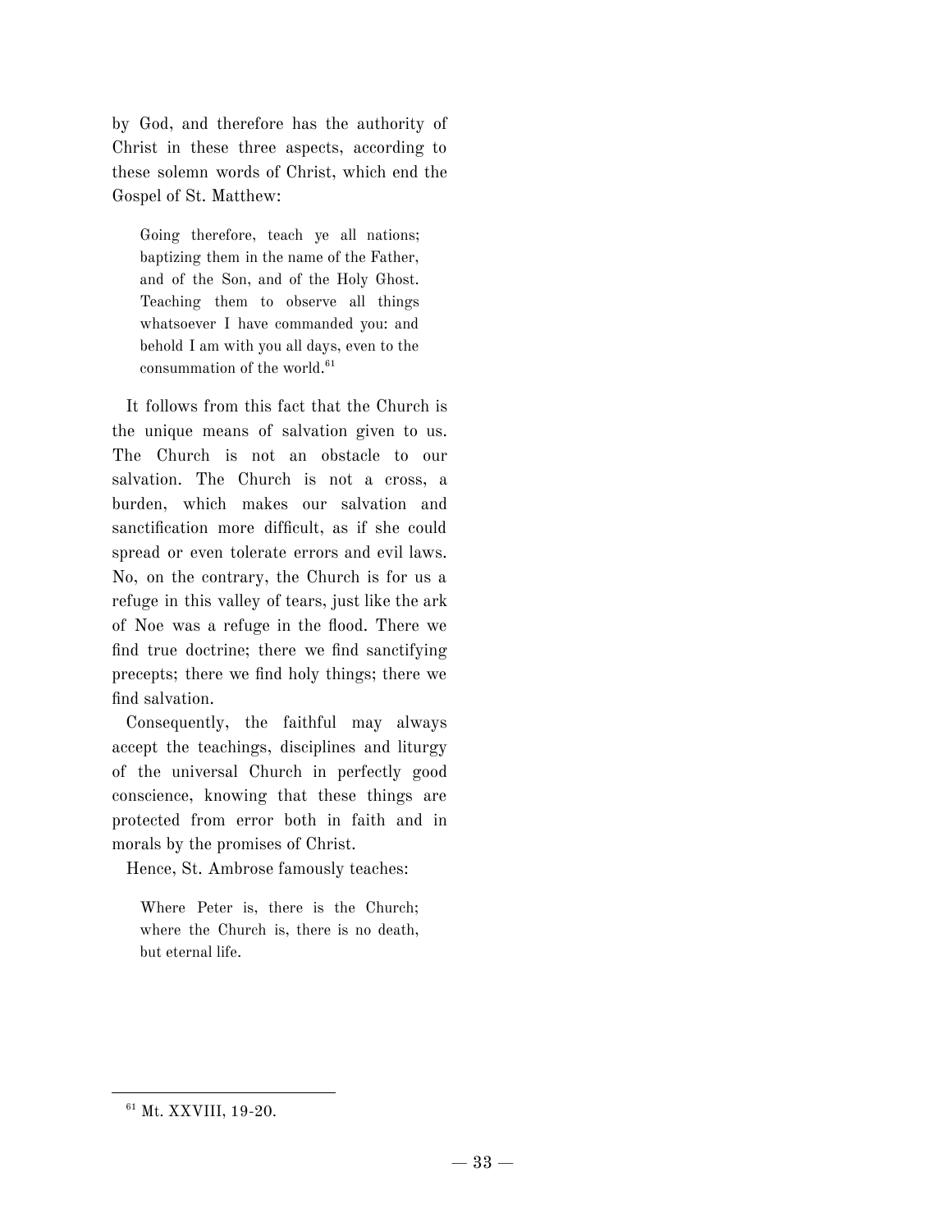by God, and therefore has the authority of Christ in these three aspects, according to these solemn words of Christ, which end the Gospel of St. Matthew:

> Going therefore, teach ye all nations; baptizing them in the name of the Father, and of the Son, and of the Holy Ghost. Teaching them to observe all things whatsoever I have commanded you: and behold I am with you all days, even to the consummation of the world.[61]

It follows from this fact that the Church is the unique means of salvation given to us. The Church is not an obstacle to our salvation. The Church is not a cross, a burden, which makes our salvation and sanctification more difficult, as if she could spread or even tolerate errors and evil laws. No, on the contrary, the Church is for us a refuge in this valley of tears, just like the ark of Noe was a refuge in the flood. There we find true doctrine; there we find sanctifying precepts; there we find holy things; there we find salvation.

Consequently, the faithful may always accept the teachings, disciplines and liturgy of the universal Church in perfectly good conscience, knowing that these things are protected from error both in faith and in morals by the promises of Christ.

Hence, St. Ambrose famously teaches:

> Where Peter is, there is the Church; where the Church is, there is no death, but eternal life.

---

[61] Mt. XXVIII, 19-20.